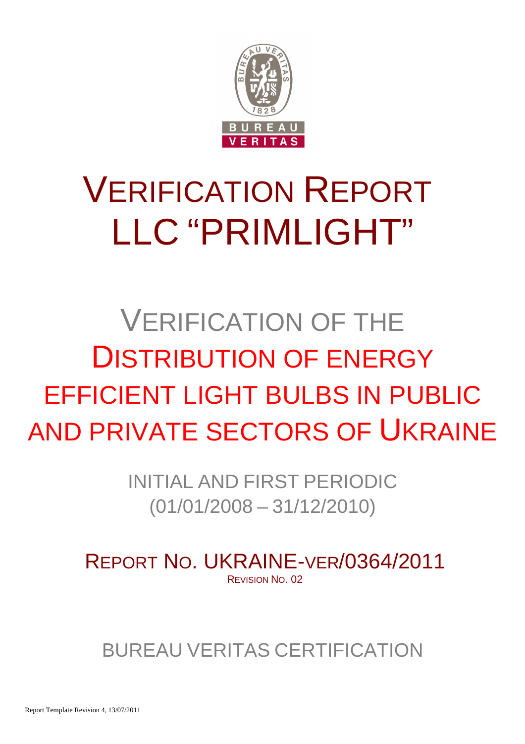# VERIFICATION REPORT LLC "PRIMLIGHT"

## VERIFICATION OF THE DISTRIBUTION OF ENERGY EFFICIENT LIGHT BULBS IN PUBLIC AND PRIVATE SECTORS OF UKRAINE

INITIAL AND FIRST PERIODIC
(01/01/2008 – 31/12/2010)

REPORT NO. UKRAINE-VER/0364/2011
REVISION NO. 02

BUREAU VERITAS CERTIFICATION

Report Template Revision 4, 13/07/2011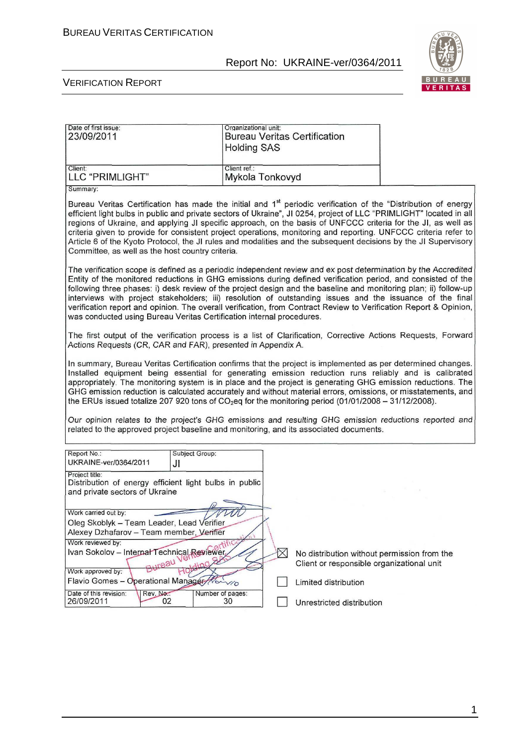| Date of first issue: 23/09/2011 | Organizational unit: Bureau Veritas Certification Holding SAS |
| --- | --- |
| Client: LLC "PRIMLIGHT" | Client ref.: Mykola Tonkovyd |

Summary:

Bureau Veritas Certification has made the initial and 1st periodic verification of the "Distribution of energy efficient light bulbs in public and private sectors of Ukraine", JI 0254, project of LLC "PRIMLIGHT" located in all regions of Ukraine, and applying JI specific approach, on the basis of UNFCCC criteria for the JI, as well as criteria given to provide for consistent project operations, monitoring and reporting. UNFCCC criteria refer to Article 6 of the Kyoto Protocol, the JI rules and modalities and the subsequent decisions by the JI Supervisory Committee, as well as the host country criteria.

The verification scope is defined as a periodic independent review and ex post determination by the Accredited Entity of the monitored reductions in GHG emissions during defined verification period, and consisted of the following three phases: i) desk review of the project design and the baseline and monitoring plan; ii) follow-up interviews with project stakeholders; iii) resolution of outstanding issues and the issuance of the final verification report and opinion. The overall verification, from Contract Review to Verification Report & Opinion, was conducted using Bureau Veritas Certification internal procedures.

The first output of the verification process is a list of Clarification, Corrective Actions Requests, Forward Actions Requests (CR, CAR and FAR), presented in Appendix A.

In summary, Bureau Veritas Certification confirms that the project is implemented as per determined changes. Installed equipment being essential for generating emission reduction runs reliably and is calibrated appropriately. The monitoring system is in place and the project is generating GHG emission reductions. The GHG emission reduction is calculated accurately and without material errors, omissions, or misstatements, and the ERUs issued totalize 207 920 tons of $CO_2$eq for the monitoring period (01/01/2008 – 31/12/2008).

*Our opinion relates to the project's GHG emissions and resulting GHG emission reductions reported and related to the approved project baseline and monitoring, and its associated documents.*

| Report No.: UKRAINE-ver/0364/2011 | Subject Group: JI | |
| --- | --- | --- |
| Project title: Distribution of energy efficient light bulbs in public and private sectors of Ukraine | | |
| Work carried out by: Oleg Skoblyk – Team Leader, Lead Verifier; Alexey Dzhafarov – Team member, Verifier | | |
| Work reviewed by: Ivan Sokolov – Internal Technical Reviewer | | |
| Work approved by: Flavio Gomes – Operational Manager | | |
| Date of this revision: 26/09/2011 | Rev. No.: 02 | Number of pages: 30 |

☒ No distribution without permission from the Client or responsible organizational unit

☐ Limited distribution

☐ Unrestricted distribution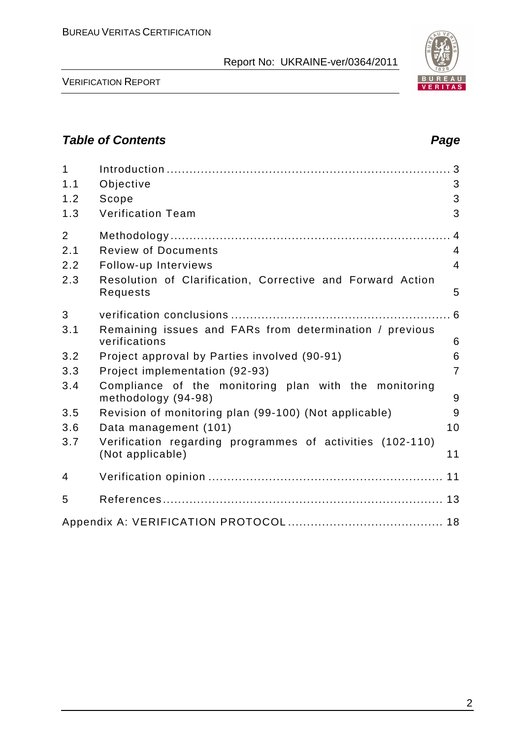## Table of Contents

| | | Page |
|---|---|---|
| 1 | Introduction | 3 |
| 1.1 | Objective | 3 |
| 1.2 | Scope | 3 |
| 1.3 | Verification Team | 3 |
| 2 | Methodology | 4 |
| 2.1 | Review of Documents | 4 |
| 2.2 | Follow-up Interviews | 4 |
| 2.3 | Resolution of Clarification, Corrective and Forward Action Requests | 5 |
| 3 | verification conclusions | 6 |
| 3.1 | Remaining issues and FARs from determination / previous verifications | 6 |
| 3.2 | Project approval by Parties involved (90-91) | 6 |
| 3.3 | Project implementation (92-93) | 7 |
| 3.4 | Compliance of the monitoring plan with the monitoring methodology (94-98) | 9 |
| 3.5 | Revision of monitoring plan (99-100) (Not applicable) | 9 |
| 3.6 | Data management (101) | 10 |
| 3.7 | Verification regarding programmes of activities (102-110) (Not applicable) | 11 |
| 4 | Verification opinion | 11 |
| 5 | References | 13 |
| Appendix A: VERIFICATION PROTOCOL | | 18 |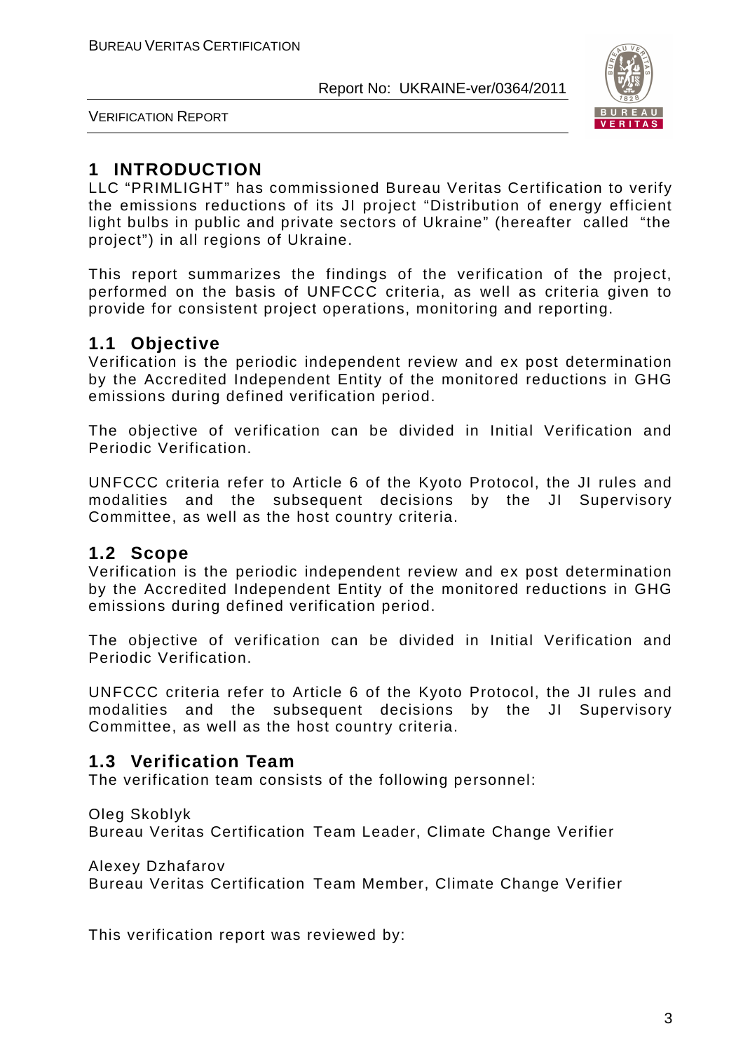# 1 INTRODUCTION

LLC "PRIMLIGHT" has commissioned Bureau Veritas Certification to verify the emissions reductions of its JI project "Distribution of energy efficient light bulbs in public and private sectors of Ukraine" (hereafter called "the project") in all regions of Ukraine.

This report summarizes the findings of the verification of the project, performed on the basis of UNFCCC criteria, as well as criteria given to provide for consistent project operations, monitoring and reporting.

## 1.1 Objective

Verification is the periodic independent review and ex post determination by the Accredited Independent Entity of the monitored reductions in GHG emissions during defined verification period.

The objective of verification can be divided in Initial Verification and Periodic Verification.

UNFCCC criteria refer to Article 6 of the Kyoto Protocol, the JI rules and modalities and the subsequent decisions by the JI Supervisory Committee, as well as the host country criteria.

## 1.2 Scope

Verification is the periodic independent review and ex post determination by the Accredited Independent Entity of the monitored reductions in GHG emissions during defined verification period.

The objective of verification can be divided in Initial Verification and Periodic Verification.

UNFCCC criteria refer to Article 6 of the Kyoto Protocol, the JI rules and modalities and the subsequent decisions by the JI Supervisory Committee, as well as the host country criteria.

## 1.3 Verification Team

The verification team consists of the following personnel:

Oleg Skoblyk
Bureau Veritas Certification Team Leader, Climate Change Verifier

Alexey Dzhafarov
Bureau Veritas Certification Team Member, Climate Change Verifier

This verification report was reviewed by: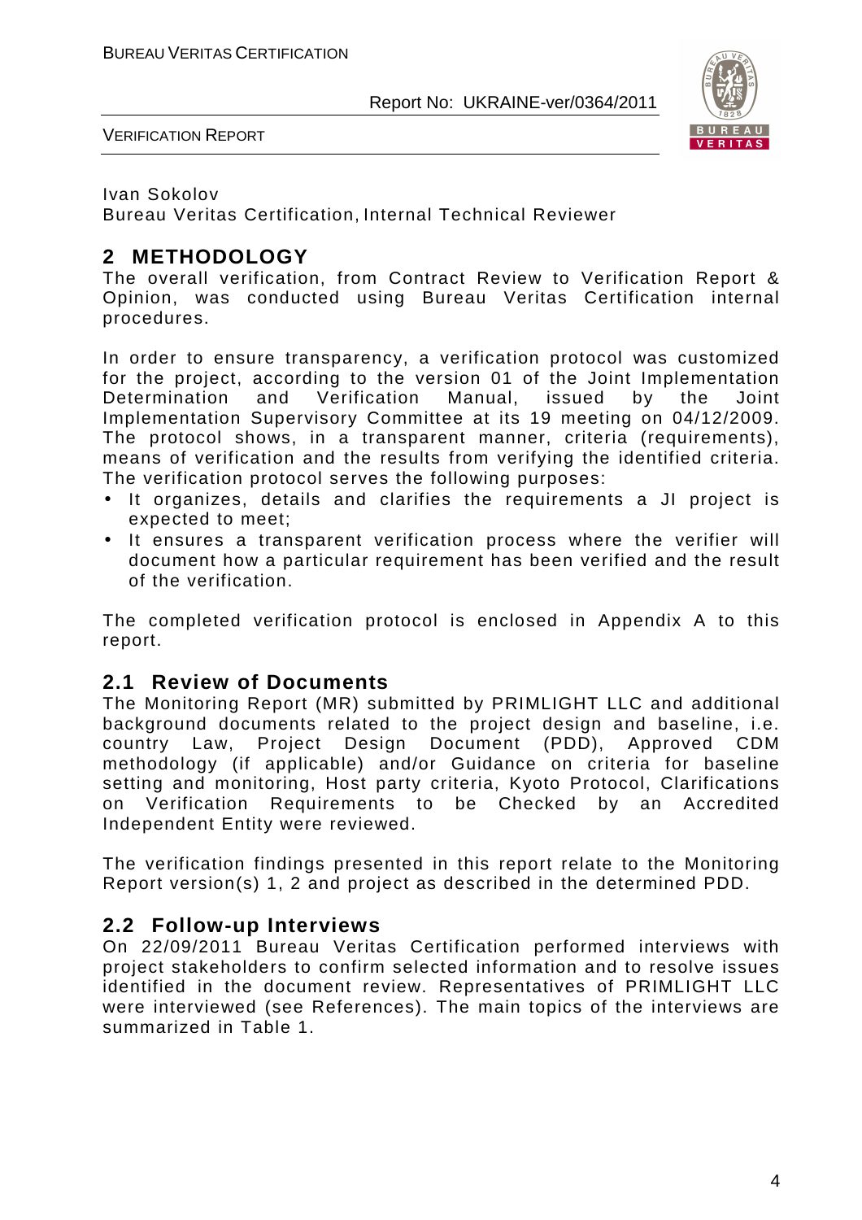Ivan Sokolov
Bureau Veritas Certification, Internal Technical Reviewer

# 2 METHODOLOGY

The overall verification, from Contract Review to Verification Report & Opinion, was conducted using Bureau Veritas Certification internal procedures.

In order to ensure transparency, a verification protocol was customized for the project, according to the version 01 of the Joint Implementation Determination and Verification Manual, issued by the Joint Implementation Supervisory Committee at its 19 meeting on 04/12/2009. The protocol shows, in a transparent manner, criteria (requirements), means of verification and the results from verifying the identified criteria. The verification protocol serves the following purposes:

- It organizes, details and clarifies the requirements a JI project is expected to meet;
- It ensures a transparent verification process where the verifier will document how a particular requirement has been verified and the result of the verification.

The completed verification protocol is enclosed in Appendix A to this report.

## 2.1 Review of Documents

The Monitoring Report (MR) submitted by PRIMLIGHT LLC and additional background documents related to the project design and baseline, i.e. country Law, Project Design Document (PDD), Approved CDM methodology (if applicable) and/or Guidance on criteria for baseline setting and monitoring, Host party criteria, Kyoto Protocol, Clarifications on Verification Requirements to be Checked by an Accredited Independent Entity were reviewed.

The verification findings presented in this report relate to the Monitoring Report version(s) 1, 2 and project as described in the determined PDD.

## 2.2 Follow-up Interviews

On 22/09/2011 Bureau Veritas Certification performed interviews with project stakeholders to confirm selected information and to resolve issues identified in the document review. Representatives of PRIMLIGHT LLC were interviewed (see References). The main topics of the interviews are summarized in Table 1.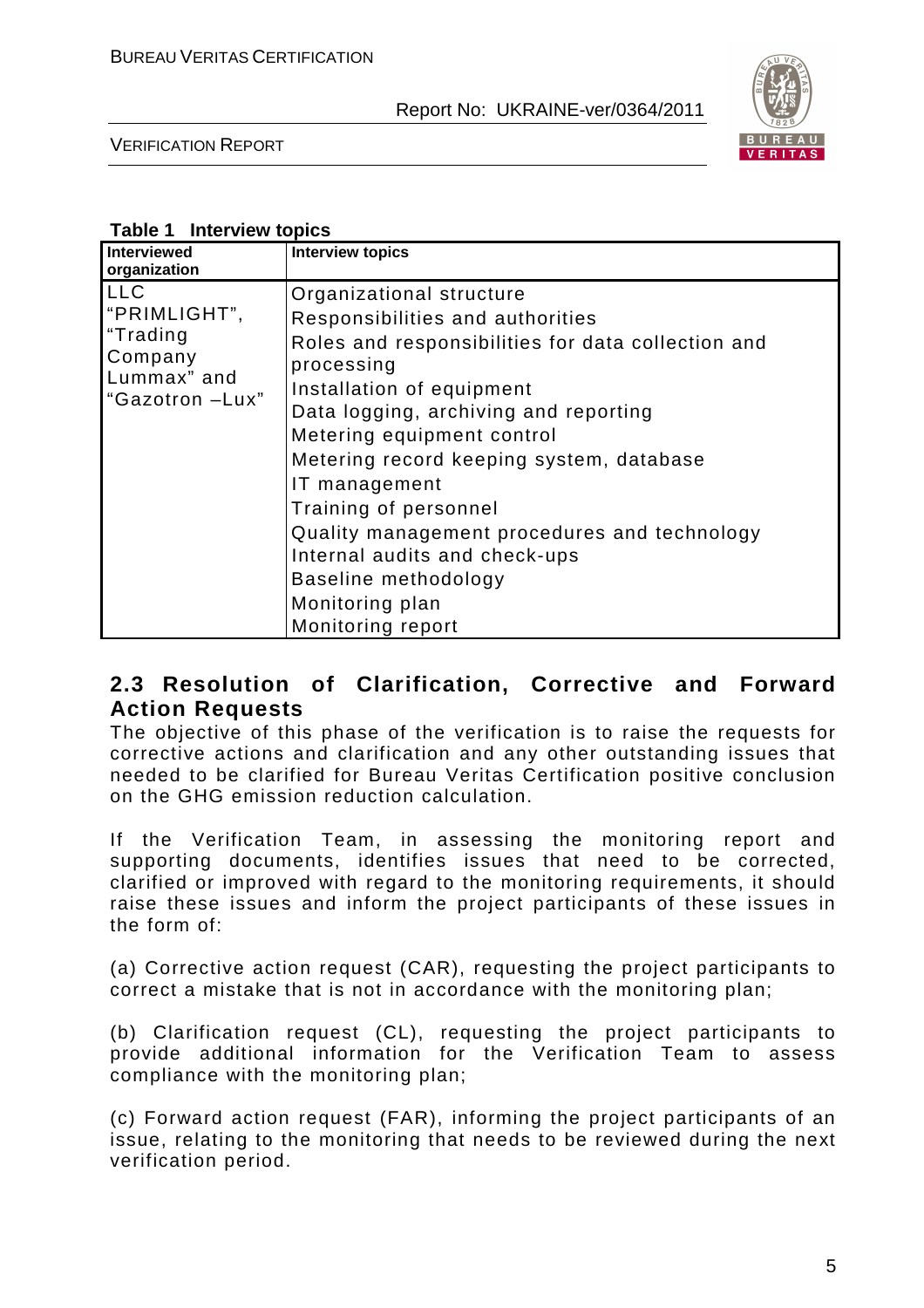**Table 1 Interview topics**

| Interviewed organization | Interview topics |
|---|---|
| LLC "PRIMLIGHT", "Trading Company Lummax" and "Gazotron –Lux" | Organizational structure<br>Responsibilities and authorities<br>Roles and responsibilities for data collection and processing<br>Installation of equipment<br>Data logging, archiving and reporting<br>Metering equipment control<br>Metering record keeping system, database<br>IT management<br>Training of personnel<br>Quality management procedures and technology<br>Internal audits and check-ups<br>Baseline methodology<br>Monitoring plan<br>Monitoring report |

## 2.3 Resolution of Clarification, Corrective and Forward Action Requests

The objective of this phase of the verification is to raise the requests for corrective actions and clarification and any other outstanding issues that needed to be clarified for Bureau Veritas Certification positive conclusion on the GHG emission reduction calculation.

If the Verification Team, in assessing the monitoring report and supporting documents, identifies issues that need to be corrected, clarified or improved with regard to the monitoring requirements, it should raise these issues and inform the project participants of these issues in the form of:

(a) Corrective action request (CAR), requesting the project participants to correct a mistake that is not in accordance with the monitoring plan;

(b) Clarification request (CL), requesting the project participants to provide additional information for the Verification Team to assess compliance with the monitoring plan;

(c) Forward action request (FAR), informing the project participants of an issue, relating to the monitoring that needs to be reviewed during the next verification period.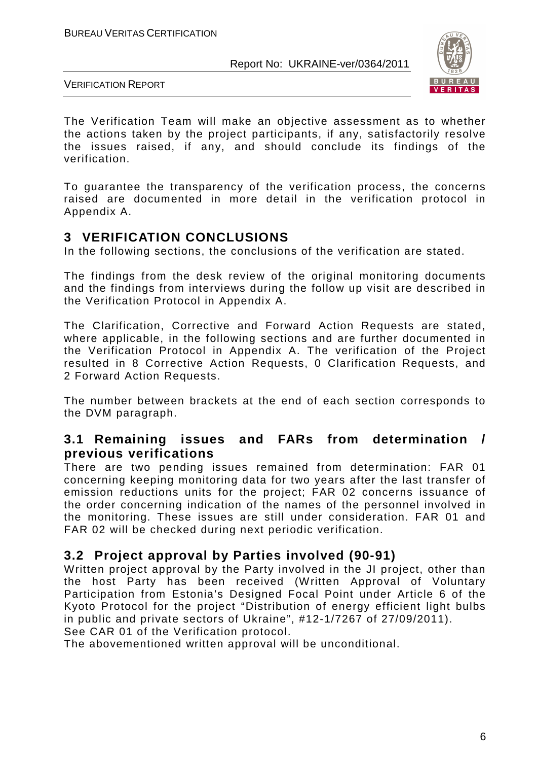The Verification Team will make an objective assessment as to whether the actions taken by the project participants, if any, satisfactorily resolve the issues raised, if any, and should conclude its findings of the verification.

To guarantee the transparency of the verification process, the concerns raised are documented in more detail in the verification protocol in Appendix A.

## 3 VERIFICATION CONCLUSIONS

In the following sections, the conclusions of the verification are stated.

The findings from the desk review of the original monitoring documents and the findings from interviews during the follow up visit are described in the Verification Protocol in Appendix A.

The Clarification, Corrective and Forward Action Requests are stated, where applicable, in the following sections and are further documented in the Verification Protocol in Appendix A. The verification of the Project resulted in 8 Corrective Action Requests, 0 Clarification Requests, and 2 Forward Action Requests.

The number between brackets at the end of each section corresponds to the DVM paragraph.

### 3.1 Remaining issues and FARs from determination / previous verifications

There are two pending issues remained from determination: FAR 01 concerning keeping monitoring data for two years after the last transfer of emission reductions units for the project; FAR 02 concerns issuance of the order concerning indication of the names of the personnel involved in the monitoring. These issues are still under consideration. FAR 01 and FAR 02 will be checked during next periodic verification.

### 3.2 Project approval by Parties involved (90-91)

Written project approval by the Party involved in the JI project, other than the host Party has been received (Written Approval of Voluntary Participation from Estonia's Designed Focal Point under Article 6 of the Kyoto Protocol for the project "Distribution of energy efficient light bulbs in public and private sectors of Ukraine", #12-1/7267 of 27/09/2011).
See CAR 01 of the Verification protocol.
The abovementioned written approval will be unconditional.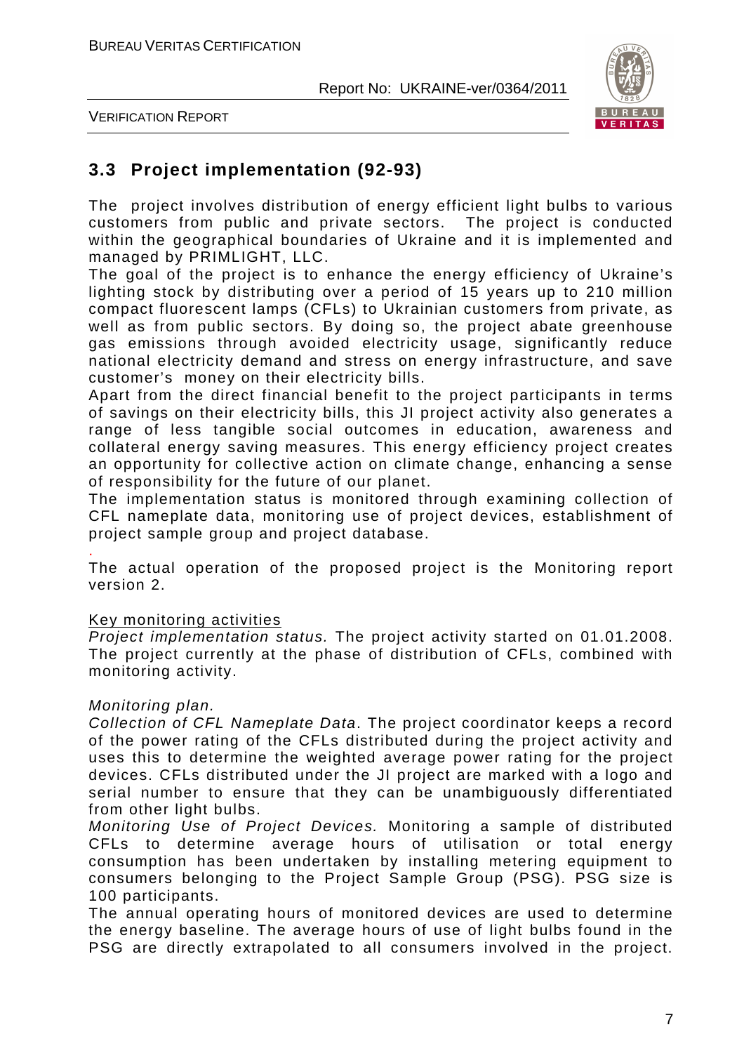## 3.3 Project implementation (92-93)

The project involves distribution of energy efficient light bulbs to various customers from public and private sectors. The project is conducted within the geographical boundaries of Ukraine and it is implemented and managed by PRIMLIGHT, LLC.

The goal of the project is to enhance the energy efficiency of Ukraine's lighting stock by distributing over a period of 15 years up to 210 million compact fluorescent lamps (CFLs) to Ukrainian customers from private, as well as from public sectors. By doing so, the project abate greenhouse gas emissions through avoided electricity usage, significantly reduce national electricity demand and stress on energy infrastructure, and save customer's money on their electricity bills.

Apart from the direct financial benefit to the project participants in terms of savings on their electricity bills, this JI project activity also generates a range of less tangible social outcomes in education, awareness and collateral energy saving measures. This energy efficiency project creates an opportunity for collective action on climate change, enhancing a sense of responsibility for the future of our planet.

The implementation status is monitored through examining collection of CFL nameplate data, monitoring use of project devices, establishment of project sample group and project database.

.

The actual operation of the proposed project is the Monitoring report version 2.

Key monitoring activities

*Project implementation status.* The project activity started on 01.01.2008. The project currently at the phase of distribution of CFLs, combined with monitoring activity.

*Monitoring plan.*

*Collection of CFL Nameplate Data*. The project coordinator keeps a record of the power rating of the CFLs distributed during the project activity and uses this to determine the weighted average power rating for the project devices. CFLs distributed under the JI project are marked with a logo and serial number to ensure that they can be unambiguously differentiated from other light bulbs.

*Monitoring Use of Project Devices.* Monitoring a sample of distributed CFLs to determine average hours of utilisation or total energy consumption has been undertaken by installing metering equipment to consumers belonging to the Project Sample Group (PSG). PSG size is 100 participants.

The annual operating hours of monitored devices are used to determine the energy baseline. The average hours of use of light bulbs found in the PSG are directly extrapolated to all consumers involved in the project.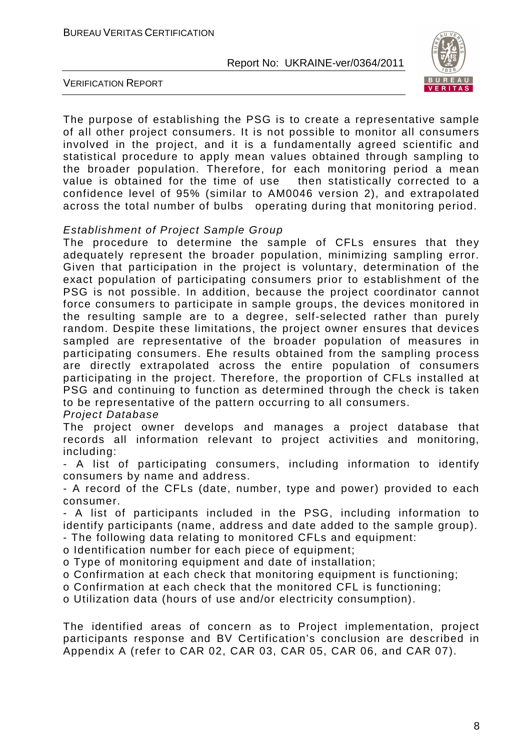The purpose of establishing the PSG is to create a representative sample of all other project consumers. It is not possible to monitor all consumers involved in the project, and it is a fundamentally agreed scientific and statistical procedure to apply mean values obtained through sampling to the broader population. Therefore, for each monitoring period a mean value is obtained for the time of use then statistically corrected to a confidence level of 95% (similar to AM0046 version 2), and extrapolated across the total number of bulbs operating during that monitoring period.

*Establishment of Project Sample Group*

The procedure to determine the sample of CFLs ensures that they adequately represent the broader population, minimizing sampling error. Given that participation in the project is voluntary, determination of the exact population of participating consumers prior to establishment of the PSG is not possible. In addition, because the project coordinator cannot force consumers to participate in sample groups, the devices monitored in the resulting sample are to a degree, self-selected rather than purely random. Despite these limitations, the project owner ensures that devices sampled are representative of the broader population of measures in participating consumers. Ehe results obtained from the sampling process are directly extrapolated across the entire population of consumers participating in the project. Therefore, the proportion of CFLs installed at PSG and continuing to function as determined through the check is taken to be representative of the pattern occurring to all consumers.

*Project Database*

The project owner develops and manages a project database that records all information relevant to project activities and monitoring, including:

- A list of participating consumers, including information to identify consumers by name and address.
- A record of the CFLs (date, number, type and power) provided to each consumer.
- A list of participants included in the PSG, including information to identify participants (name, address and date added to the sample group).
- The following data relating to monitored CFLs and equipment:
  - o Identification number for each piece of equipment;
  - o Type of monitoring equipment and date of installation;
  - o Confirmation at each check that monitoring equipment is functioning;
  - o Confirmation at each check that the monitored CFL is functioning;
  - o Utilization data (hours of use and/or electricity consumption).

The identified areas of concern as to Project implementation, project participants response and BV Certification's conclusion are described in Appendix A (refer to CAR 02, CAR 03, CAR 05, CAR 06, and CAR 07).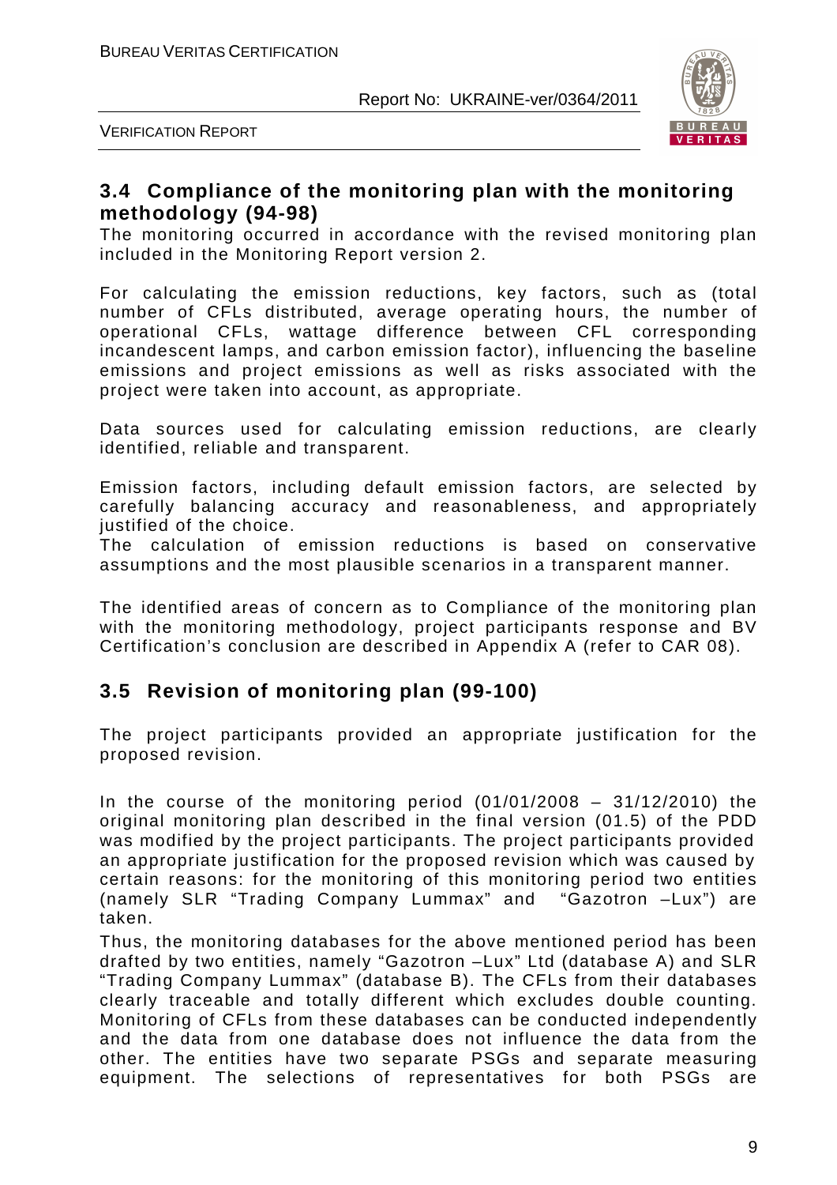## 3.4 Compliance of the monitoring plan with the monitoring methodology (94-98)

The monitoring occurred in accordance with the revised monitoring plan included in the Monitoring Report version 2.

For calculating the emission reductions, key factors, such as (total number of CFLs distributed, average operating hours, the number of operational CFLs, wattage difference between CFL corresponding incandescent lamps, and carbon emission factor), influencing the baseline emissions and project emissions as well as risks associated with the project were taken into account, as appropriate.

Data sources used for calculating emission reductions, are clearly identified, reliable and transparent.

Emission factors, including default emission factors, are selected by carefully balancing accuracy and reasonableness, and appropriately justified of the choice.
The calculation of emission reductions is based on conservative assumptions and the most plausible scenarios in a transparent manner.

The identified areas of concern as to Compliance of the monitoring plan with the monitoring methodology, project participants response and BV Certification's conclusion are described in Appendix A (refer to CAR 08).

## 3.5 Revision of monitoring plan (99-100)

The project participants provided an appropriate justification for the proposed revision.

In the course of the monitoring period (01/01/2008 – 31/12/2010) the original monitoring plan described in the final version (01.5) of the PDD was modified by the project participants. The project participants provided an appropriate justification for the proposed revision which was caused by certain reasons: for the monitoring of this monitoring period two entities (namely SLR "Trading Company Lummax" and "Gazotron –Lux") are taken.
Thus, the monitoring databases for the above mentioned period has been drafted by two entities, namely "Gazotron –Lux" Ltd (database A) and SLR "Trading Company Lummax" (database B). The CFLs from their databases clearly traceable and totally different which excludes double counting. Monitoring of CFLs from these databases can be conducted independently and the data from one database does not influence the data from the other. The entities have two separate PSGs and separate measuring equipment. The selections of representatives for both PSGs are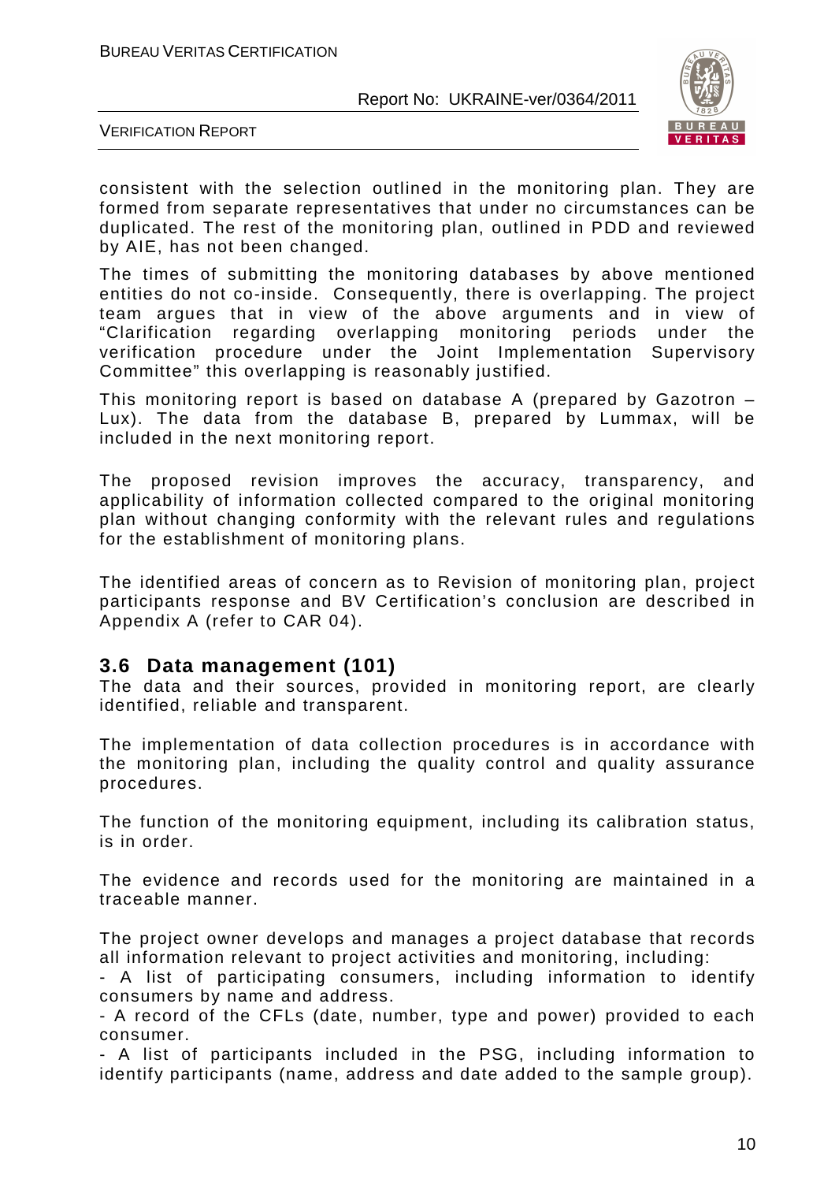consistent with the selection outlined in the monitoring plan. They are formed from separate representatives that under no circumstances can be duplicated. The rest of the monitoring plan, outlined in PDD and reviewed by AIE, has not been changed.

The times of submitting the monitoring databases by above mentioned entities do not co-inside. Consequently, there is overlapping. The project team argues that in view of the above arguments and in view of "Clarification regarding overlapping monitoring periods under the verification procedure under the Joint Implementation Supervisory Committee" this overlapping is reasonably justified.

This monitoring report is based on database A (prepared by Gazotron – Lux). The data from the database B, prepared by Lummax, will be included in the next monitoring report.

The proposed revision improves the accuracy, transparency, and applicability of information collected compared to the original monitoring plan without changing conformity with the relevant rules and regulations for the establishment of monitoring plans.

The identified areas of concern as to Revision of monitoring plan, project participants response and BV Certification's conclusion are described in Appendix A (refer to CAR 04).

## 3.6 Data management (101)

The data and their sources, provided in monitoring report, are clearly identified, reliable and transparent.

The implementation of data collection procedures is in accordance with the monitoring plan, including the quality control and quality assurance procedures.

The function of the monitoring equipment, including its calibration status, is in order.

The evidence and records used for the monitoring are maintained in a traceable manner.

The project owner develops and manages a project database that records all information relevant to project activities and monitoring, including:

- A list of participating consumers, including information to identify consumers by name and address.
- A record of the CFLs (date, number, type and power) provided to each consumer.
- A list of participants included in the PSG, including information to identify participants (name, address and date added to the sample group).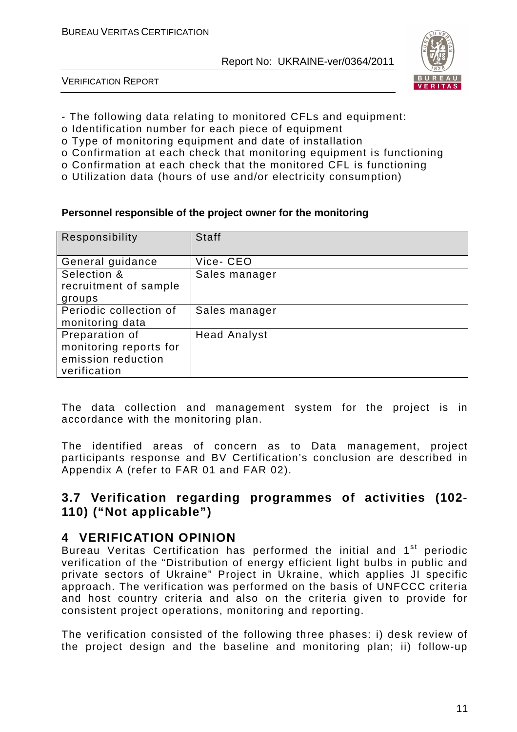- The following data relating to monitored CFLs and equipment:
- o Identification number for each piece of equipment
- o Type of monitoring equipment and date of installation
- o Confirmation at each check that monitoring equipment is functioning
- o Confirmation at each check that the monitored CFL is functioning
- o Utilization data (hours of use and/or electricity consumption)

**Personnel responsible of the project owner for the monitoring**

| Responsibility | Staff |
|---|---|
| General guidance | Vice- CEO |
| Selection & recruitment of sample groups | Sales manager |
| Periodic collection of monitoring data | Sales manager |
| Preparation of monitoring reports for emission reduction verification | Head Analyst |

The data collection and management system for the project is in accordance with the monitoring plan.

The identified areas of concern as to Data management, project participants response and BV Certification's conclusion are described in Appendix A (refer to FAR 01 and FAR 02).

## 3.7 Verification regarding programmes of activities (102-110) ("Not applicable")

# 4 VERIFICATION OPINION

Bureau Veritas Certification has performed the initial and 1st periodic verification of the "Distribution of energy efficient light bulbs in public and private sectors of Ukraine" Project in Ukraine, which applies JI specific approach. The verification was performed on the basis of UNFCCC criteria and host country criteria and also on the criteria given to provide for consistent project operations, monitoring and reporting.

The verification consisted of the following three phases: i) desk review of the project design and the baseline and monitoring plan; ii) follow-up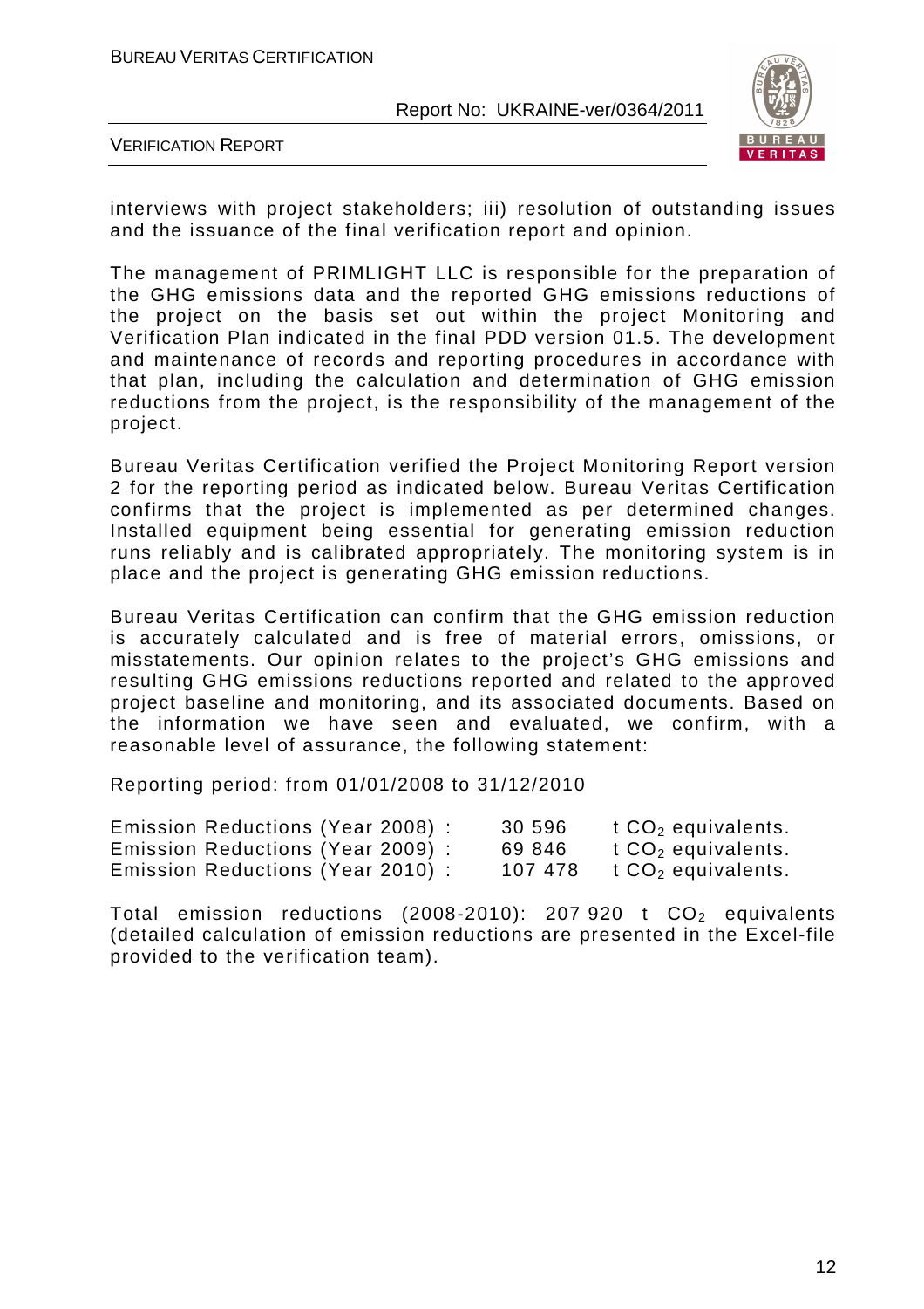interviews with project stakeholders; iii) resolution of outstanding issues and the issuance of the final verification report and opinion.

The management of PRIMLIGHT LLC is responsible for the preparation of the GHG emissions data and the reported GHG emissions reductions of the project on the basis set out within the project Monitoring and Verification Plan indicated in the final PDD version 01.5. The development and maintenance of records and reporting procedures in accordance with that plan, including the calculation and determination of GHG emission reductions from the project, is the responsibility of the management of the project.

Bureau Veritas Certification verified the Project Monitoring Report version 2 for the reporting period as indicated below. Bureau Veritas Certification confirms that the project is implemented as per determined changes. Installed equipment being essential for generating emission reduction runs reliably and is calibrated appropriately. The monitoring system is in place and the project is generating GHG emission reductions.

Bureau Veritas Certification can confirm that the GHG emission reduction is accurately calculated and is free of material errors, omissions, or misstatements. Our opinion relates to the project's GHG emissions and resulting GHG emissions reductions reported and related to the approved project baseline and monitoring, and its associated documents. Based on the information we have seen and evaluated, we confirm, with a reasonable level of assurance, the following statement:

Reporting period: from 01/01/2008 to 31/12/2010

| | | |
|---|---|---|
| Emission Reductions (Year 2008) : | 30 596 | t $CO_2$ equivalents. |
| Emission Reductions (Year 2009) : | 69 846 | t $CO_2$ equivalents. |
| Emission Reductions (Year 2010) : | 107 478 | t $CO_2$ equivalents. |

Total emission reductions (2008-2010): 207 920 t $CO_2$ equivalents (detailed calculation of emission reductions are presented in the Excel-file provided to the verification team).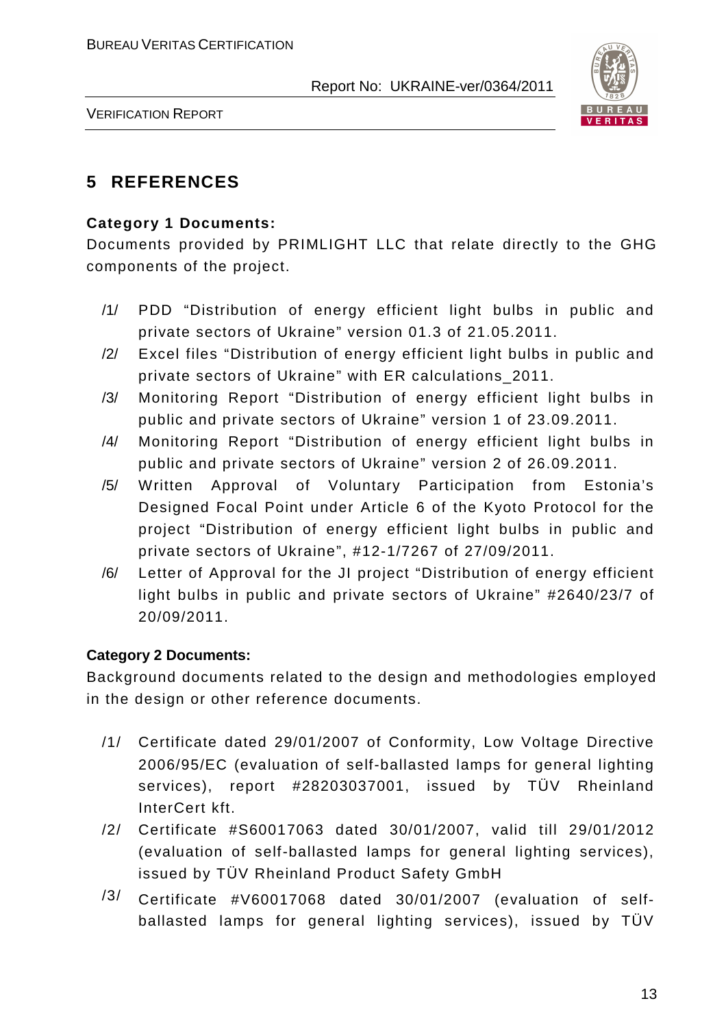# 5 REFERENCES

**Category 1 Documents:**

Documents provided by PRIMLIGHT LLC that relate directly to the GHG components of the project.

/1/ PDD "Distribution of energy efficient light bulbs in public and private sectors of Ukraine" version 01.3 of 21.05.2011.

/2/ Excel files "Distribution of energy efficient light bulbs in public and private sectors of Ukraine" with ER calculations_2011.

/3/ Monitoring Report "Distribution of energy efficient light bulbs in public and private sectors of Ukraine" version 1 of 23.09.2011.

/4/ Monitoring Report "Distribution of energy efficient light bulbs in public and private sectors of Ukraine" version 2 of 26.09.2011.

/5/ Written Approval of Voluntary Participation from Estonia's Designed Focal Point under Article 6 of the Kyoto Protocol for the project "Distribution of energy efficient light bulbs in public and private sectors of Ukraine", #12-1/7267 of 27/09/2011.

/6/ Letter of Approval for the JI project "Distribution of energy efficient light bulbs in public and private sectors of Ukraine" #2640/23/7 of 20/09/2011.

**Category 2 Documents:**

Background documents related to the design and methodologies employed in the design or other reference documents.

/1/ Certificate dated 29/01/2007 of Conformity, Low Voltage Directive 2006/95/EC (evaluation of self-ballasted lamps for general lighting services), report #28203037001, issued by TÜV Rheinland InterCert kft.

/2/ Certificate #S60017063 dated 30/01/2007, valid till 29/01/2012 (evaluation of self-ballasted lamps for general lighting services), issued by TÜV Rheinland Product Safety GmbH

/3/ Certificate #V60017068 dated 30/01/2007 (evaluation of self-ballasted lamps for general lighting services), issued by TÜV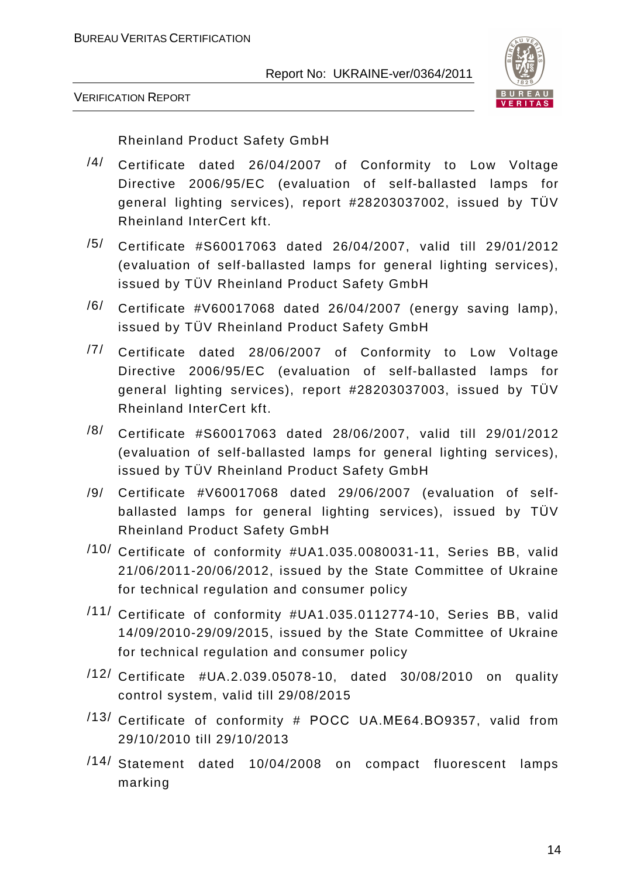Rheinland Product Safety GmbH

/4/ Certificate dated 26/04/2007 of Conformity to Low Voltage Directive 2006/95/EC (evaluation of self-ballasted lamps for general lighting services), report #28203037002, issued by TÜV Rheinland InterCert kft.

/5/ Certificate #S60017063 dated 26/04/2007, valid till 29/01/2012 (evaluation of self-ballasted lamps for general lighting services), issued by TÜV Rheinland Product Safety GmbH

/6/ Certificate #V60017068 dated 26/04/2007 (energy saving lamp), issued by TÜV Rheinland Product Safety GmbH

/7/ Certificate dated 28/06/2007 of Conformity to Low Voltage Directive 2006/95/EC (evaluation of self-ballasted lamps for general lighting services), report #28203037003, issued by TÜV Rheinland InterCert kft.

/8/ Certificate #S60017063 dated 28/06/2007, valid till 29/01/2012 (evaluation of self-ballasted lamps for general lighting services), issued by TÜV Rheinland Product Safety GmbH

/9/ Certificate #V60017068 dated 29/06/2007 (evaluation of self-ballasted lamps for general lighting services), issued by TÜV Rheinland Product Safety GmbH

/10/ Certificate of conformity #UA1.035.0080031-11, Series BB, valid 21/06/2011-20/06/2012, issued by the State Committee of Ukraine for technical regulation and consumer policy

/11/ Certificate of conformity #UA1.035.0112774-10, Series BB, valid 14/09/2010-29/09/2015, issued by the State Committee of Ukraine for technical regulation and consumer policy

/12/ Certificate #UA.2.039.05078-10, dated 30/08/2010 on quality control system, valid till 29/08/2015

/13/ Certificate of conformity # POCC UA.ME64.BO9357, valid from 29/10/2010 till 29/10/2013

/14/ Statement dated 10/04/2008 on compact fluorescent lamps marking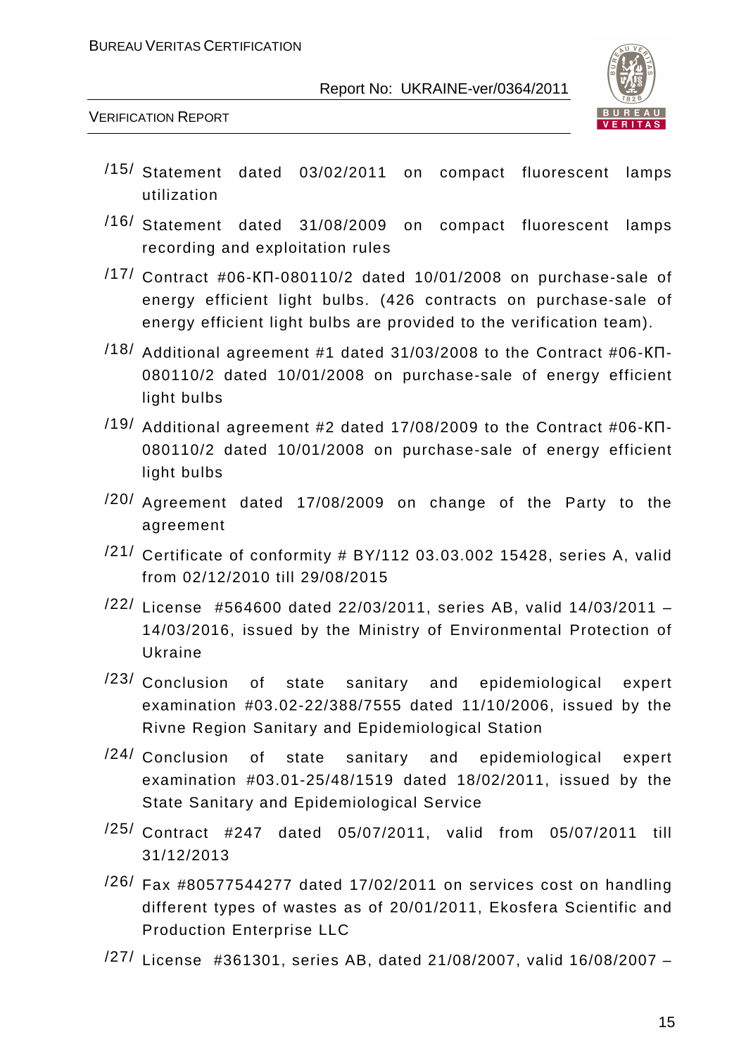/15/ Statement dated 03/02/2011 on compact fluorescent lamps utilization

/16/ Statement dated 31/08/2009 on compact fluorescent lamps recording and exploitation rules

/17/ Contract #06-КП-080110/2 dated 10/01/2008 on purchase-sale of energy efficient light bulbs. (426 contracts on purchase-sale of energy efficient light bulbs are provided to the verification team).

/18/ Additional agreement #1 dated 31/03/2008 to the Contract #06-КП-080110/2 dated 10/01/2008 on purchase-sale of energy efficient light bulbs

/19/ Additional agreement #2 dated 17/08/2009 to the Contract #06-КП-080110/2 dated 10/01/2008 on purchase-sale of energy efficient light bulbs

/20/ Agreement dated 17/08/2009 on change of the Party to the agreement

/21/ Certificate of conformity # BY/112 03.03.002 15428, series A, valid from 02/12/2010 till 29/08/2015

/22/ License #564600 dated 22/03/2011, series AB, valid 14/03/2011 – 14/03/2016, issued by the Ministry of Environmental Protection of Ukraine

/23/ Conclusion of state sanitary and epidemiological expert examination #03.02-22/388/7555 dated 11/10/2006, issued by the Rivne Region Sanitary and Epidemiological Station

/24/ Conclusion of state sanitary and epidemiological expert examination #03.01-25/48/1519 dated 18/02/2011, issued by the State Sanitary and Epidemiological Service

/25/ Contract #247 dated 05/07/2011, valid from 05/07/2011 till 31/12/2013

/26/ Fax #80577544277 dated 17/02/2011 on services cost on handling different types of wastes as of 20/01/2011, Ekosfera Scientific and Production Enterprise LLC

/27/ License #361301, series AB, dated 21/08/2007, valid 16/08/2007 –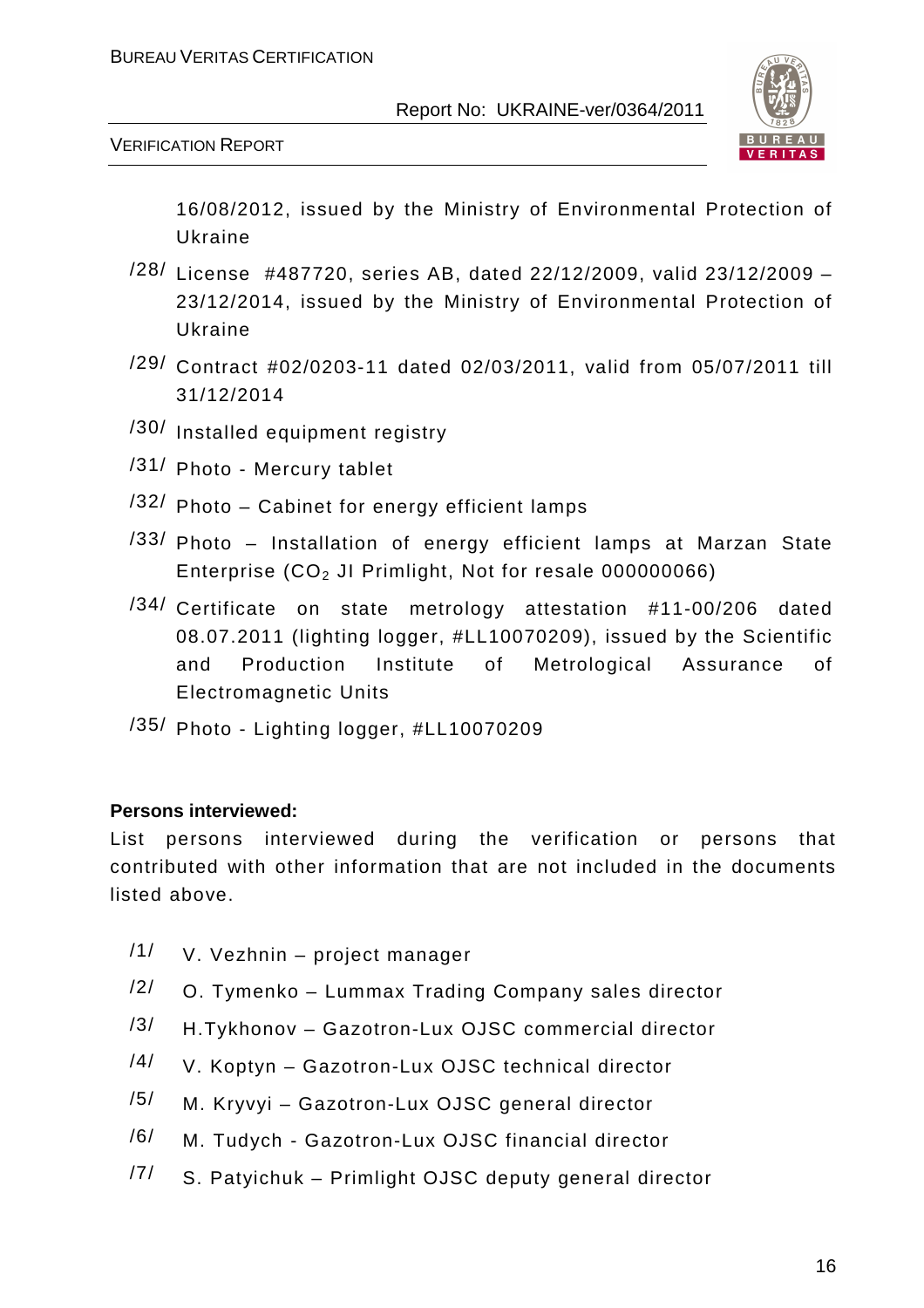16/08/2012, issued by the Ministry of Environmental Protection of Ukraine

/28/ License #487720, series AB, dated 22/12/2009, valid 23/12/2009 – 23/12/2014, issued by the Ministry of Environmental Protection of Ukraine

/29/ Contract #02/0203-11 dated 02/03/2011, valid from 05/07/2011 till 31/12/2014

/30/ Installed equipment registry

/31/ Photo - Mercury tablet

/32/ Photo – Cabinet for energy efficient lamps

/33/ Photo – Installation of energy efficient lamps at Marzan State Enterprise ($CO_2$ JI Primlight, Not for resale 000000066)

/34/ Certificate on state metrology attestation #11-00/206 dated 08.07.2011 (lighting logger, #LL10070209), issued by the Scientific and Production Institute of Metrological Assurance of Electromagnetic Units

/35/ Photo - Lighting logger, #LL10070209

**Persons interviewed:**

List persons interviewed during the verification or persons that contributed with other information that are not included in the documents listed above.

/1/ V. Vezhnin – project manager

/2/ O. Tymenko – Lummax Trading Company sales director

/3/ H.Tykhonov – Gazotron-Lux OJSC commercial director

/4/ V. Koptyn – Gazotron-Lux OJSC technical director

/5/ M. Kryvyi – Gazotron-Lux OJSC general director

/6/ M. Tudych - Gazotron-Lux OJSC financial director

/7/ S. Patyichuk – Primlight OJSC deputy general director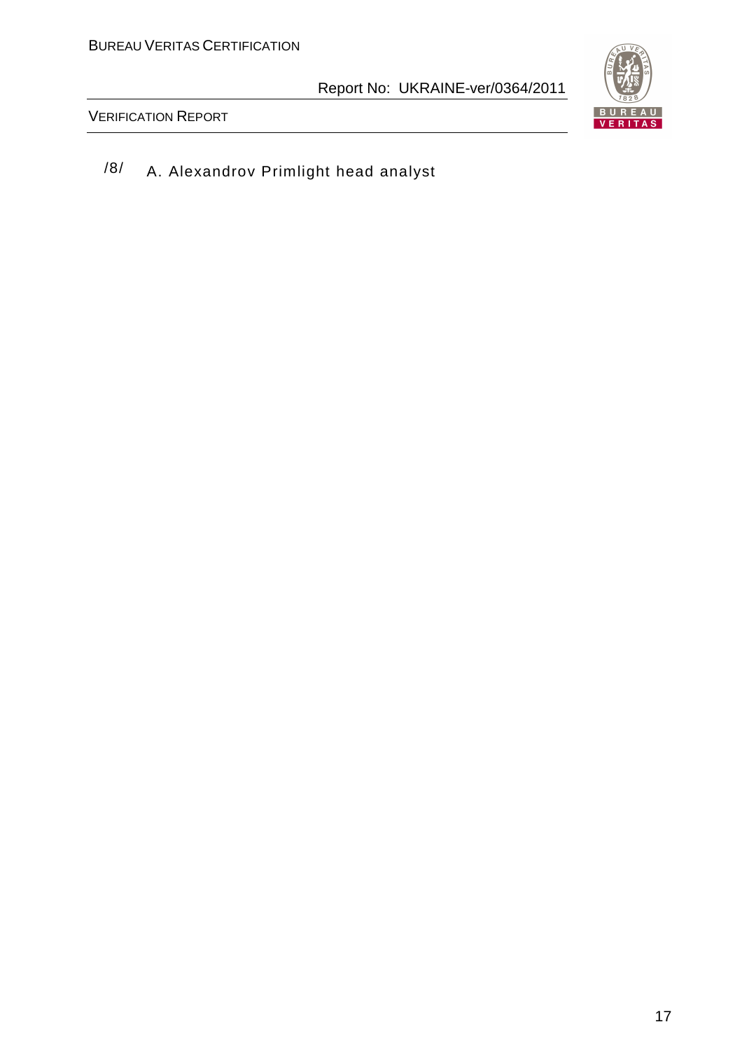/8/ A. Alexandrov Primlight head analyst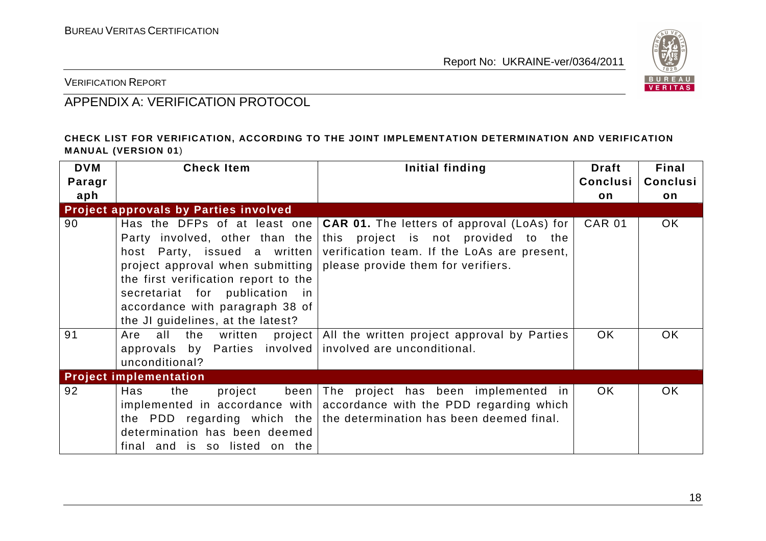## APPENDIX A: VERIFICATION PROTOCOL

**CHECK LIST FOR VERIFICATION, ACCORDING TO THE JOINT IMPLEMENTATION DETERMINATION AND VERIFICATION MANUAL (VERSION 01)**

| DVM Paragraph | Check Item | Initial finding | Draft Conclusion | Final Conclusion |
|---|---|---|---|---|
| **Project approvals by Parties involved** | | | | |
| 90 | Has the DFPs of at least one Party involved, other than the host Party, issued a written project approval when submitting the first verification report to the secretariat for publication in accordance with paragraph 38 of the JI guidelines, at the latest? | **CAR 01.** The letters of approval (LoAs) for this project is not provided to the verification team. If the LoAs are present, please provide them for verifiers. | CAR 01 | OK |
| 91 | Are all the written project approvals by Parties involved unconditional? | All the written project approval by Parties involved are unconditional. | OK | OK |
| **Project implementation** | | | | |
| 92 | Has the project been implemented in accordance with the PDD regarding which the determination has been deemed final and is so listed on the | The project has been implemented in accordance with the PDD regarding which the determination has been deemed final. | OK | OK |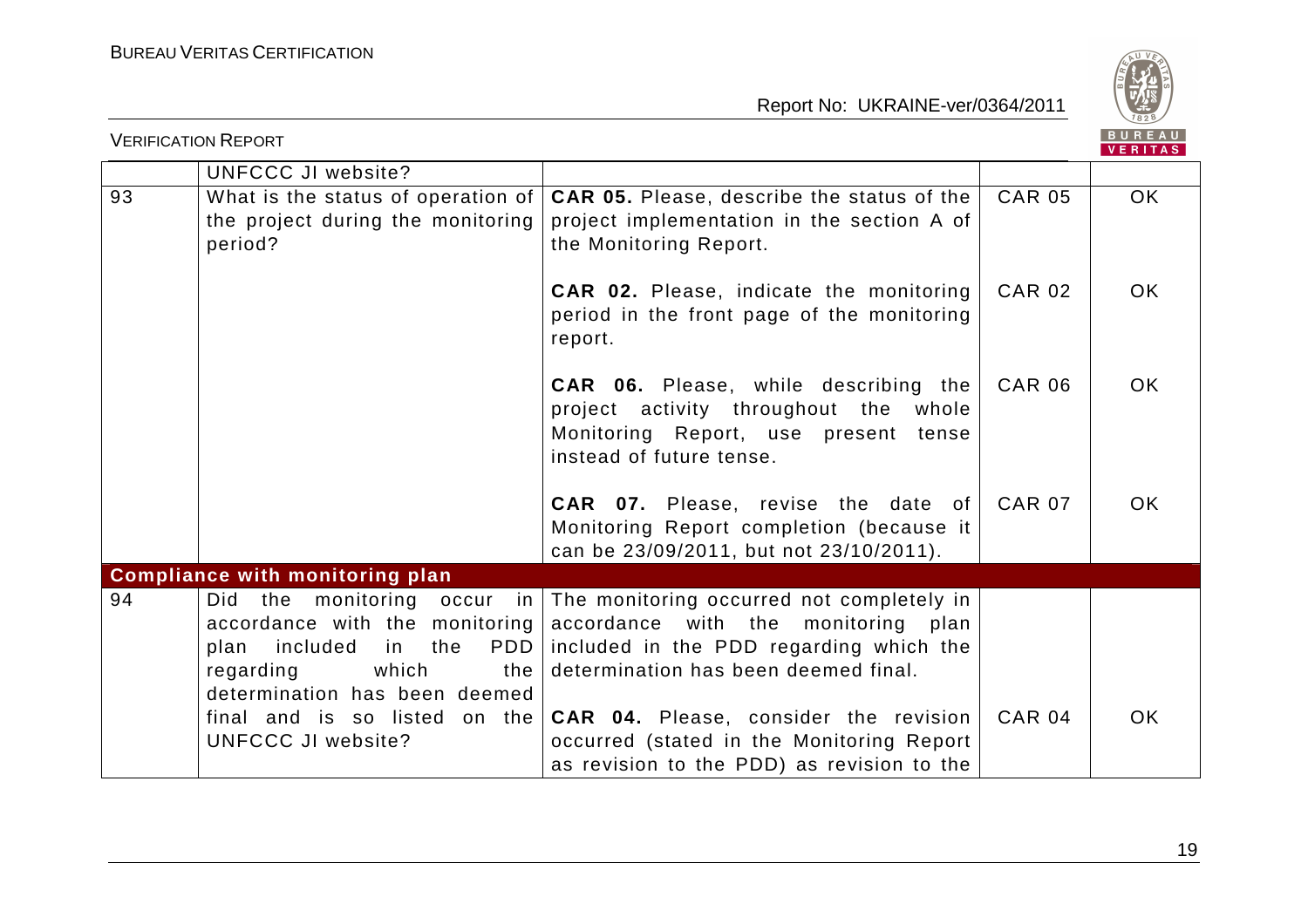| | | | | |
|---|---|---|---|---|
| | UNFCCC JI website? | | | |
| 93 | What is the status of operation of the project during the monitoring period? | **CAR 05.** Please, describe the status of the project implementation in the section A of the Monitoring Report.<br><br>**CAR 02.** Please, indicate the monitoring period in the front page of the monitoring report.<br><br>**CAR 06.** Please, while describing the project activity throughout the whole Monitoring Report, use present tense instead of future tense.<br><br>**CAR 07.** Please, revise the date of Monitoring Report completion (because it can be 23/09/2011, but not 23/10/2011). | CAR 05<br><br>CAR 02<br><br>CAR 06<br><br>CAR 07 | OK<br><br>OK<br><br>OK<br><br>OK |
| **Compliance with monitoring plan** | | | | |
| 94 | Did the monitoring occur in accordance with the monitoring plan included in the PDD regarding which the determination has been deemed final and is so listed on the UNFCCC JI website? | The monitoring occurred not completely in accordance with the monitoring plan included in the PDD regarding which the determination has been deemed final.<br><br>**CAR 04.** Please, consider the revision occurred (stated in the Monitoring Report as revision to the PDD) as revision to the | CAR 04 | OK |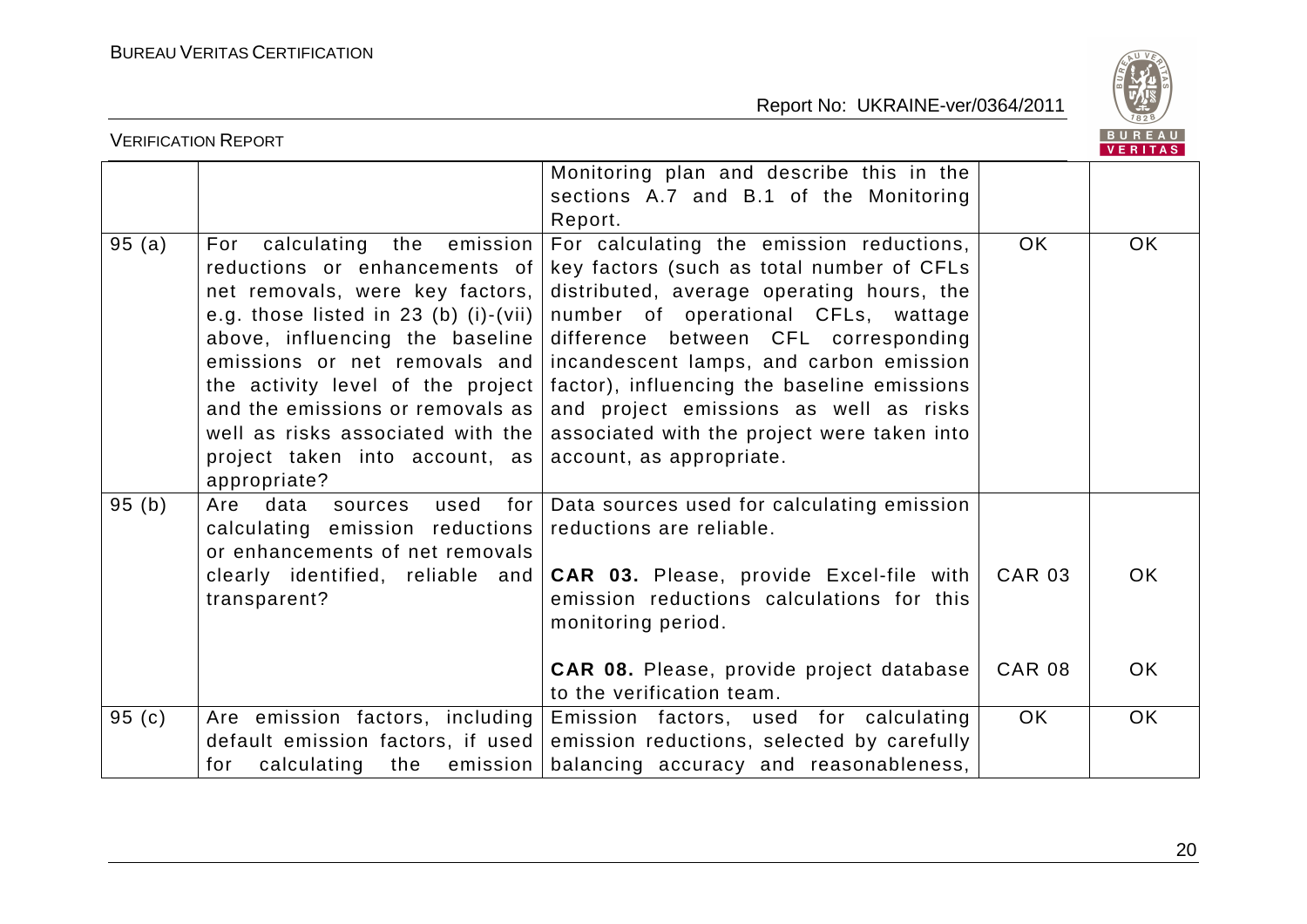| | | Monitoring plan and describe this in the sections A.7 and B.1 of the Monitoring Report. | | |
|---|---|---|---|---|
| 95 (a) | For calculating the emission reductions or enhancements of net removals, were key factors, e.g. those listed in 23 (b) (i)-(vii) above, influencing the baseline emissions or net removals and the activity level of the project and the emissions or removals as well as risks associated with the project taken into account, as appropriate? | For calculating the emission reductions, key factors (such as total number of CFLs distributed, average operating hours, the number of operational CFLs, wattage difference between CFL corresponding incandescent lamps, and carbon emission factor), influencing the baseline emissions and project emissions as well as risks associated with the project were taken into account, as appropriate. | OK | OK |
| 95 (b) | Are data sources used for calculating emission reductions or enhancements of net removals clearly identified, reliable and transparent? | Data sources used for calculating emission reductions are reliable.<br><br>**CAR 03.** Please, provide Excel-file with emission reductions calculations for this monitoring period.<br><br>**CAR 08.** Please, provide project database to the verification team. | CAR 03<br><br>CAR 08 | OK<br><br>OK |
| 95 (c) | Are emission factors, including default emission factors, if used for calculating the emission | Emission factors, used for calculating emission reductions, selected by carefully balancing accuracy and reasonableness, | OK | OK |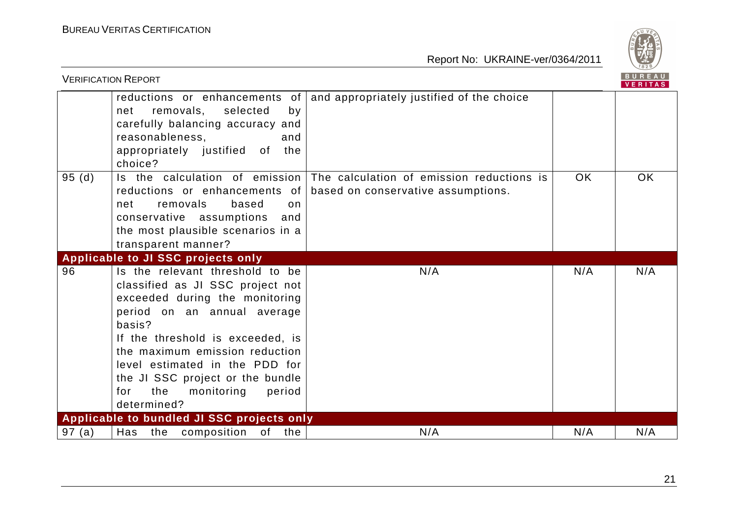| | | | | |
|---|---|---|---|---|
| | reductions or enhancements of net removals, selected by carefully balancing accuracy and reasonableness, and appropriately justified of the choice? | and appropriately justified of the choice | | |
| 95 (d) | Is the calculation of emission reductions or enhancements of net removals based on conservative assumptions and the most plausible scenarios in a transparent manner? | The calculation of emission reductions is based on conservative assumptions. | OK | OK |
| **Applicable to JI SSC projects only** | | | | |
| 96 | Is the relevant threshold to be classified as JI SSC project not exceeded during the monitoring period on an annual average basis? If the threshold is exceeded, is the maximum emission reduction level estimated in the PDD for the JI SSC project or the bundle for the monitoring period determined? | N/A | N/A | N/A |
| **Applicable to bundled JI SSC projects only** | | | | |
| 97 (a) | Has the composition of the | N/A | N/A | N/A |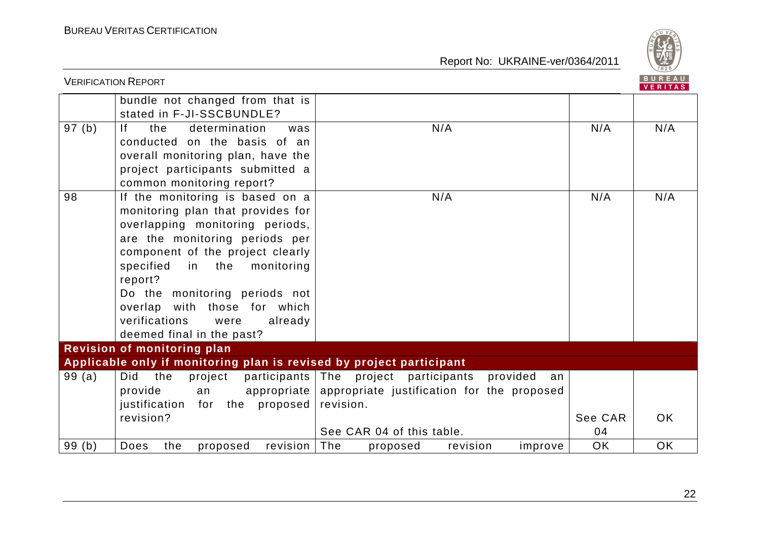| | | | | |
|---|---|---|---|---|
| | bundle not changed from that is stated in F-JI-SSCBUNDLE? | | | |
| 97 (b) | If the determination was conducted on the basis of an overall monitoring plan, have the project participants submitted a common monitoring report? | N/A | N/A | N/A |
| 98 | If the monitoring is based on a monitoring plan that provides for overlapping monitoring periods, are the monitoring periods per component of the project clearly specified in the monitoring report?<br>Do the monitoring periods not overlap with those for which verifications were already deemed final in the past? | N/A | N/A | N/A |
| **Revision of monitoring plan** | | | | |
| **Applicable only if monitoring plan is revised by project participant** | | | | |
| 99 (a) | Did the project participants provide an appropriate justification for the proposed revision? | The project participants provided an appropriate justification for the proposed revision.<br><br>See CAR 04 of this table. | See CAR 04 | OK |
| 99 (b) | Does the proposed revision | The proposed revision improve | OK | OK |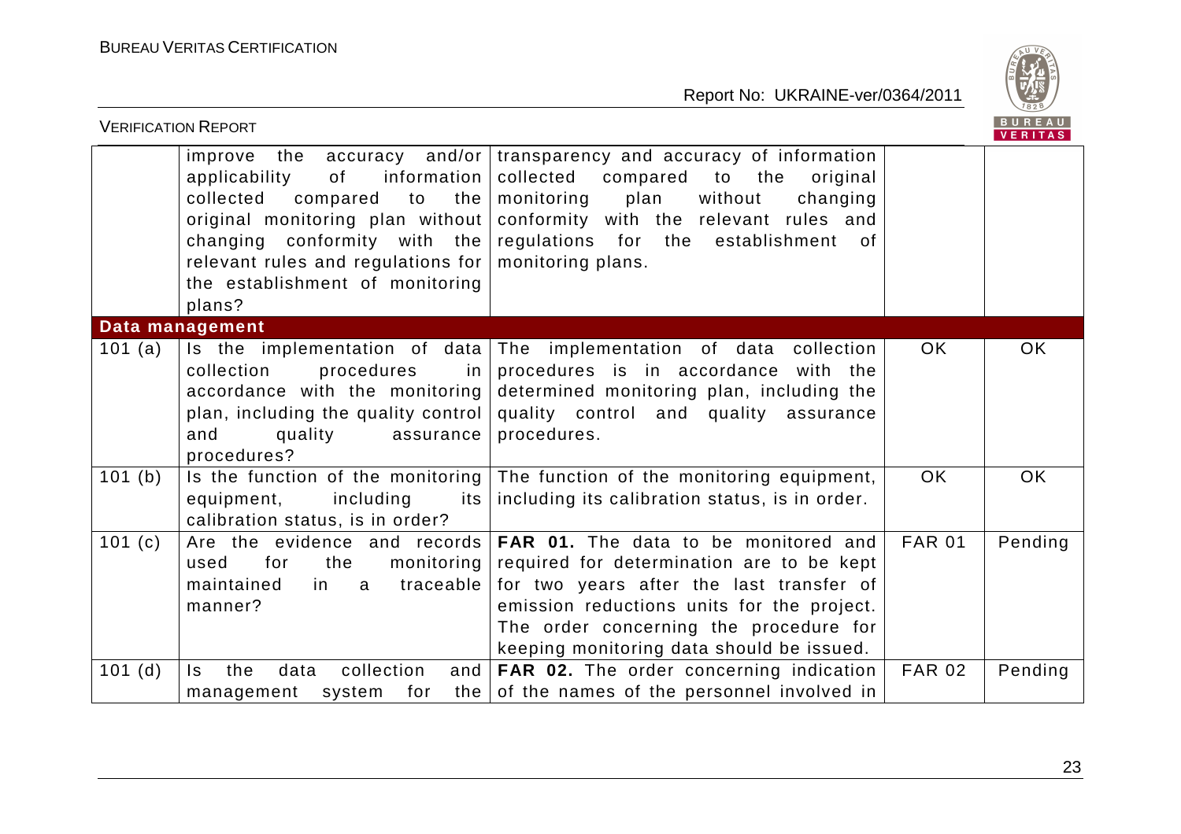| | | | | |
|---|---|---|---|---|
| | improve the accuracy and/or applicability of information collected compared to the original monitoring plan without changing conformity with the relevant rules and regulations for the establishment of monitoring plans? | transparency and accuracy of information collected compared to the original monitoring plan without changing conformity with the relevant rules and regulations for the establishment of monitoring plans. | | |
| **Data management** | | | | |
| 101 (a) | Is the implementation of data collection procedures in accordance with the monitoring plan, including the quality control and quality assurance procedures? | The implementation of data collection procedures is in accordance with the determined monitoring plan, including the quality control and quality assurance procedures. | OK | OK |
| 101 (b) | Is the function of the monitoring equipment, including its calibration status, is in order? | The function of the monitoring equipment, including its calibration status, is in order. | OK | OK |
| 101 (c) | Are the evidence and records used for the monitoring maintained in a traceable manner? | **FAR 01.** The data to be monitored and required for determination are to be kept for two years after the last transfer of emission reductions units for the project. The order concerning the procedure for keeping monitoring data should be issued. | FAR 01 | Pending |
| 101 (d) | Is the data collection and management system for the | **FAR 02.** The order concerning indication of the names of the personnel involved in | FAR 02 | Pending |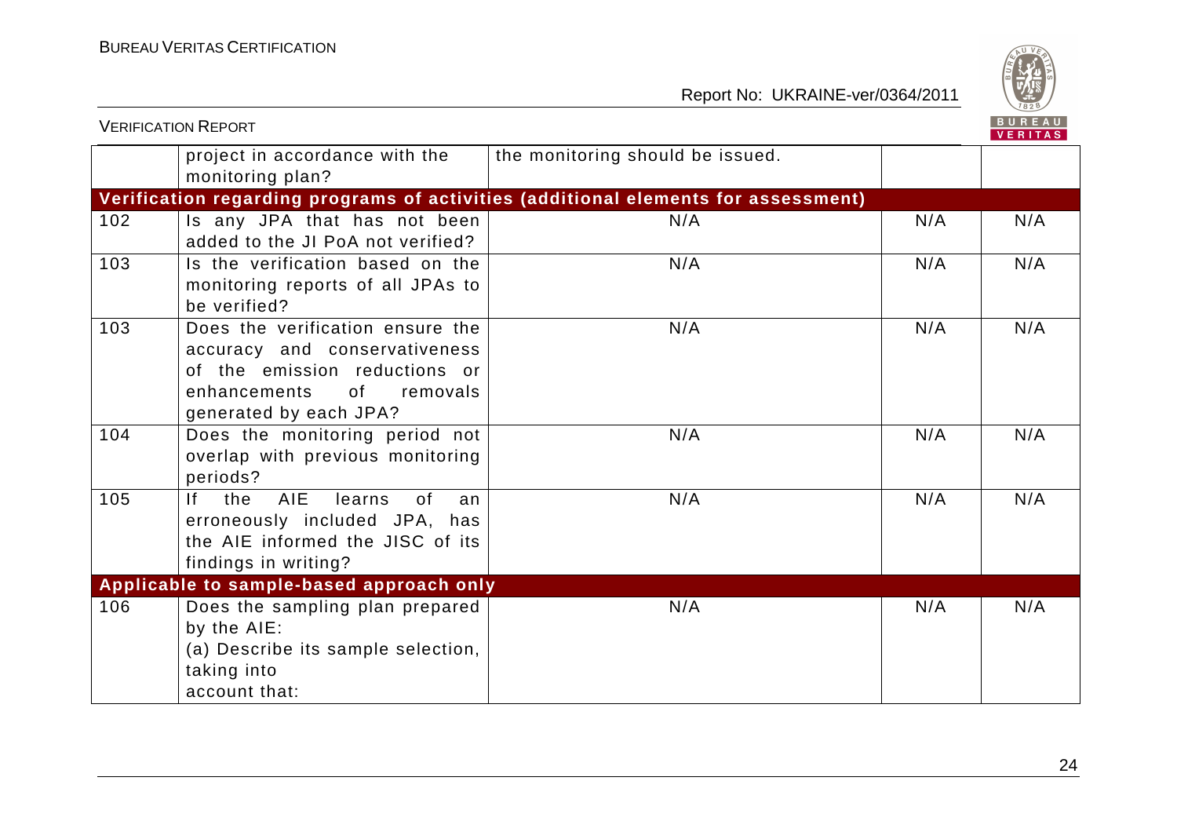| | | | | |
|---|---|---|---|---|
| | project in accordance with the monitoring plan? | the monitoring should be issued. | | |
| **Verification regarding programs of activities (additional elements for assessment)** | | | | |
| 102 | Is any JPA that has not been added to the JI PoA not verified? | N/A | N/A | N/A |
| 103 | Is the verification based on the monitoring reports of all JPAs to be verified? | N/A | N/A | N/A |
| 103 | Does the verification ensure the accuracy and conservativeness of the emission reductions or enhancements of removals generated by each JPA? | N/A | N/A | N/A |
| 104 | Does the monitoring period not overlap with previous monitoring periods? | N/A | N/A | N/A |
| 105 | If the AIE learns of an erroneously included JPA, has the AIE informed the JISC of its findings in writing? | N/A | N/A | N/A |
| **Applicable to sample-based approach only** | | | | |
| 106 | Does the sampling plan prepared by the AIE:<br>(a) Describe its sample selection, taking into account that: | N/A | N/A | N/A |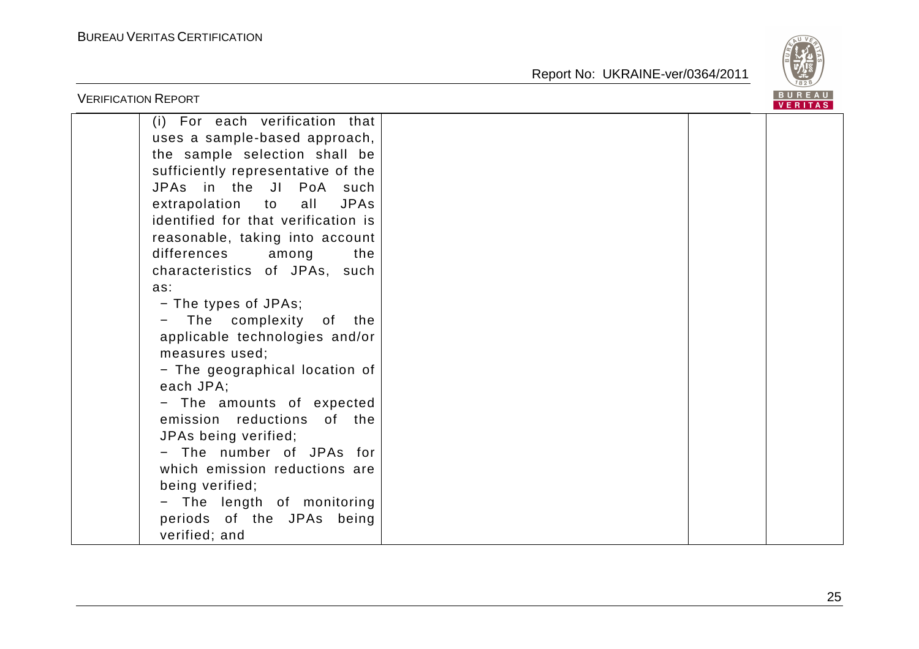|  | (i) For each verification that uses a sample-based approach, the sample selection shall be sufficiently representative of the JPAs in the JI PoA such extrapolation to all JPAs identified for that verification is reasonable, taking into account differences among the characteristics of JPAs, such as:<br>− The types of JPAs;<br>− The complexity of the applicable technologies and/or measures used;<br>− The geographical location of each JPA;<br>− The amounts of expected emission reductions of the JPAs being verified;<br>− The number of JPAs for which emission reductions are being verified;<br>− The length of monitoring periods of the JPAs being verified; and |  |  |  |
|---|---|---|---|---|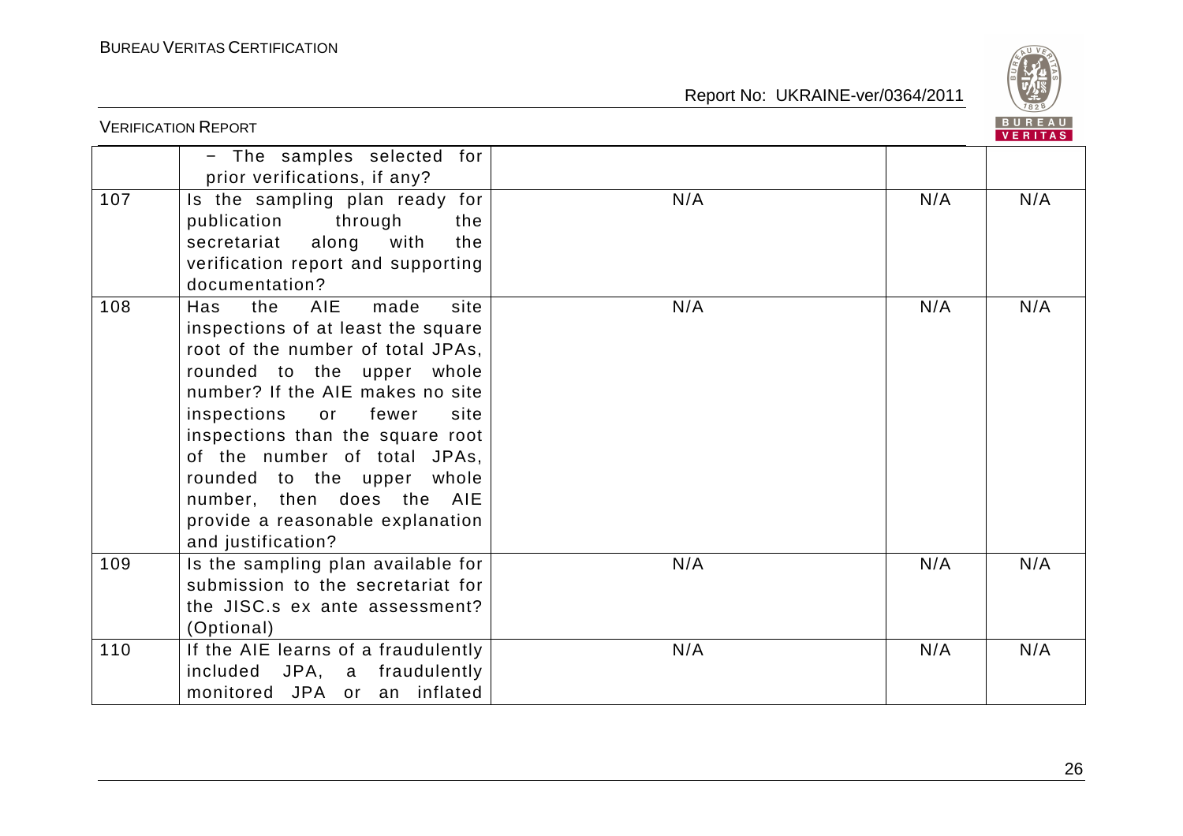|  |  |  |  |  |
|---|---|---|---|---|
|  | − The samples selected for prior verifications, if any? |  |  |  |
| 107 | Is the sampling plan ready for publication through the secretariat along with the verification report and supporting documentation? | N/A | N/A | N/A |
| 108 | Has the AIE made site inspections of at least the square root of the number of total JPAs, rounded to the upper whole number? If the AIE makes no site inspections or fewer site inspections than the square root of the number of total JPAs, rounded to the upper whole number, then does the AIE provide a reasonable explanation and justification? | N/A | N/A | N/A |
| 109 | Is the sampling plan available for submission to the secretariat for the JISC.s ex ante assessment? (Optional) | N/A | N/A | N/A |
| 110 | If the AIE learns of a fraudulently included JPA, a fraudulently monitored JPA or an inflated | N/A | N/A | N/A |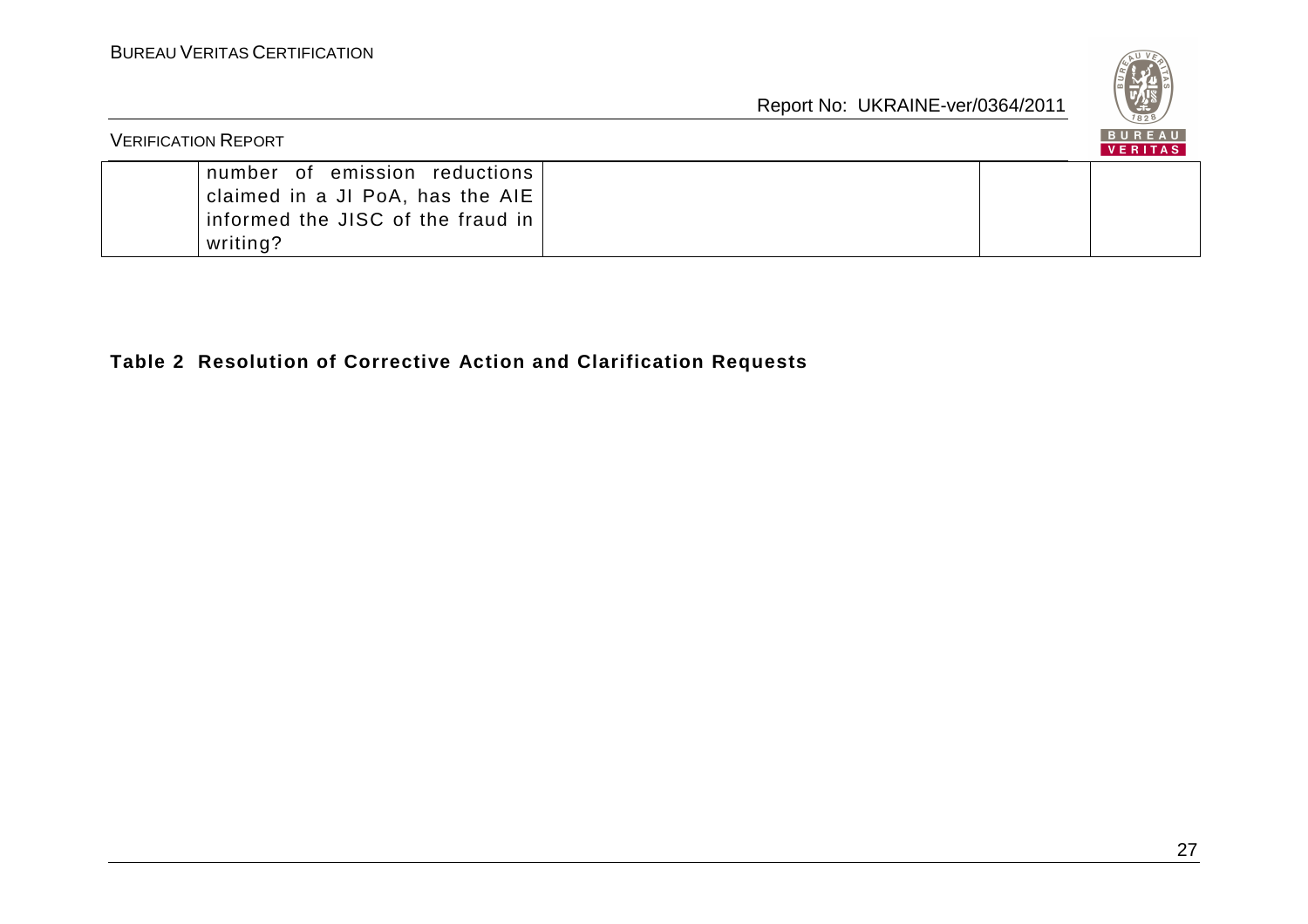|  | number of emission reductions claimed in a JI PoA, has the AIE informed the JISC of the fraud in writing? |  |  |  |
|---|---|---|---|---|

**Table 2 Resolution of Corrective Action and Clarification Requests**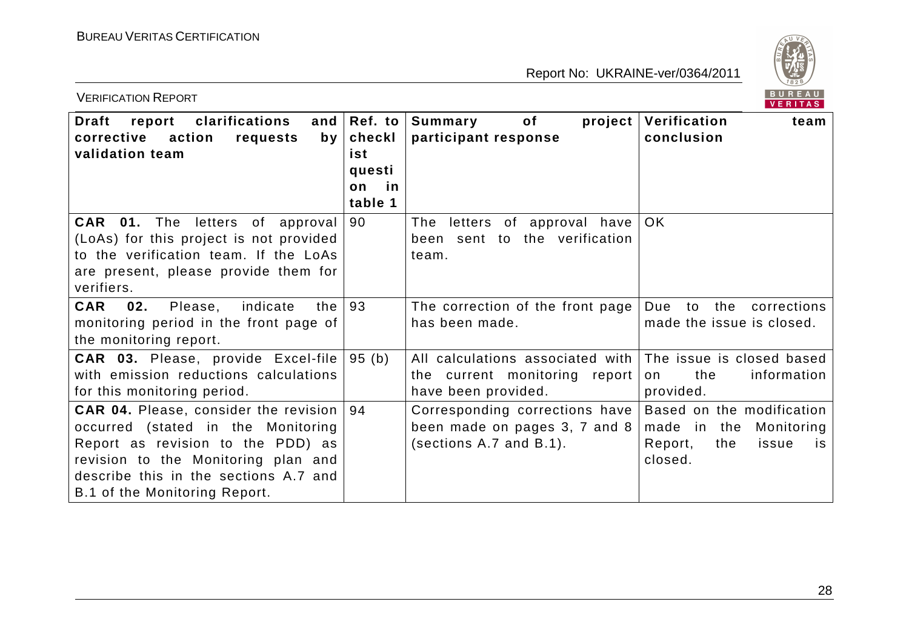| Draft report clarifications and corrective action requests by validation team | Ref. to checklist question in table 1 | Summary of project participant response | Verification team conclusion |
| --- | --- | --- | --- |
| **CAR 01.** The letters of approval (LoAs) for this project is not provided to the verification team. If the LoAs are present, please provide them for verifiers. | 90 | The letters of approval have been sent to the verification team. | OK |
| **CAR 02.** Please, indicate the monitoring period in the front page of the monitoring report. | 93 | The correction of the front page has been made. | Due to the corrections made the issue is closed. |
| **CAR 03.** Please, provide Excel-file with emission reductions calculations for this monitoring period. | 95 (b) | All calculations associated with the current monitoring report have been provided. | The issue is closed based on the information provided. |
| **CAR 04.** Please, consider the revision occurred (stated in the Monitoring Report as revision to the PDD) as revision to the Monitoring plan and describe this in the sections A.7 and B.1 of the Monitoring Report. | 94 | Corresponding corrections have been made on pages 3, 7 and 8 (sections A.7 and B.1). | Based on the modification made in the Monitoring Report, the issue is closed. |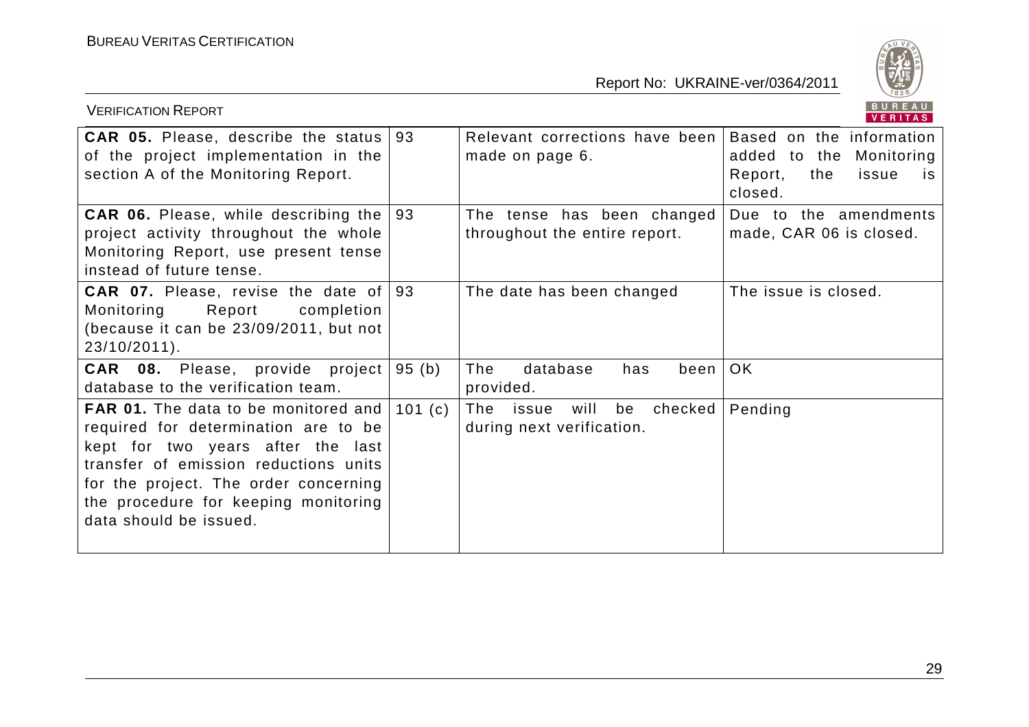| | | | |
|---|---|---|---|
| **CAR 05.** Please, describe the status of the project implementation in the section A of the Monitoring Report. | 93 | Relevant corrections have been made on page 6. | Based on the information added to the Monitoring Report, the issue is closed. |
| **CAR 06.** Please, while describing the project activity throughout the whole Monitoring Report, use present tense instead of future tense. | 93 | The tense has been changed throughout the entire report. | Due to the amendments made, CAR 06 is closed. |
| **CAR 07.** Please, revise the date of Monitoring Report completion (because it can be 23/09/2011, but not 23/10/2011). | 93 | The date has been changed | The issue is closed. |
| **CAR 08.** Please, provide project database to the verification team. | 95 (b) | The database has been provided. | OK |
| **FAR 01.** The data to be monitored and required for determination are to be kept for two years after the last transfer of emission reductions units for the project. The order concerning the procedure for keeping monitoring data should be issued. | 101 (c) | The issue will be checked during next verification. | Pending |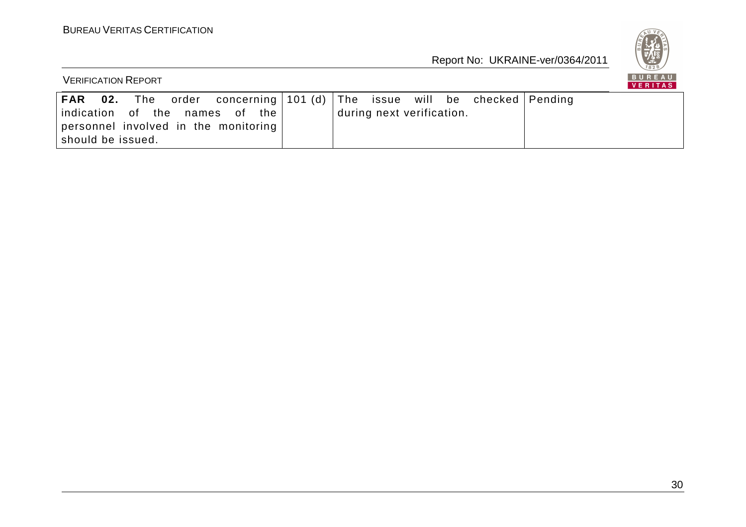| | | | |
|---|---|---|---|
| **FAR 02.** The order concerning indication of the names of the personnel involved in the monitoring should be issued. | 101 (d) | The issue will be checked during next verification. | Pending |